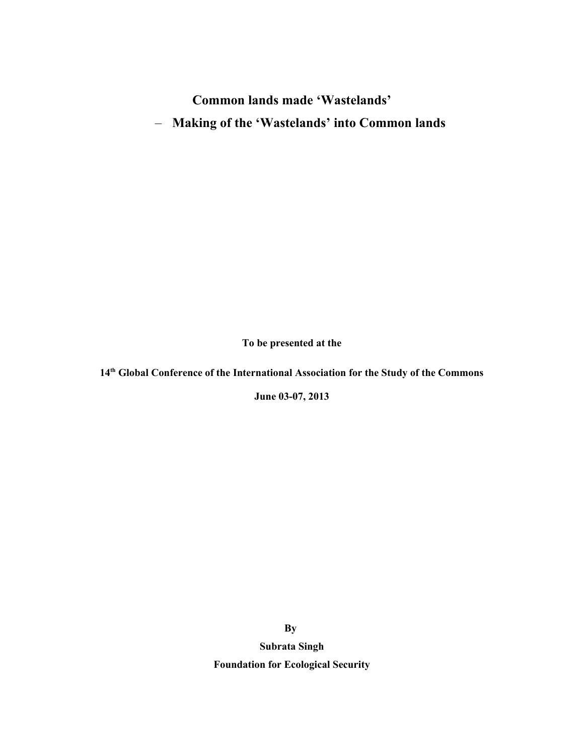# Common lands made 'Wastelands'

## – Making of the 'Wastelands' into Common lands

**To be presented at the**

**14th Global Conference of the International Association for the Study of the Commons**

**June 03-07, 2013**

**By**

**Subrata Singh**

**Foundation for Ecological Security**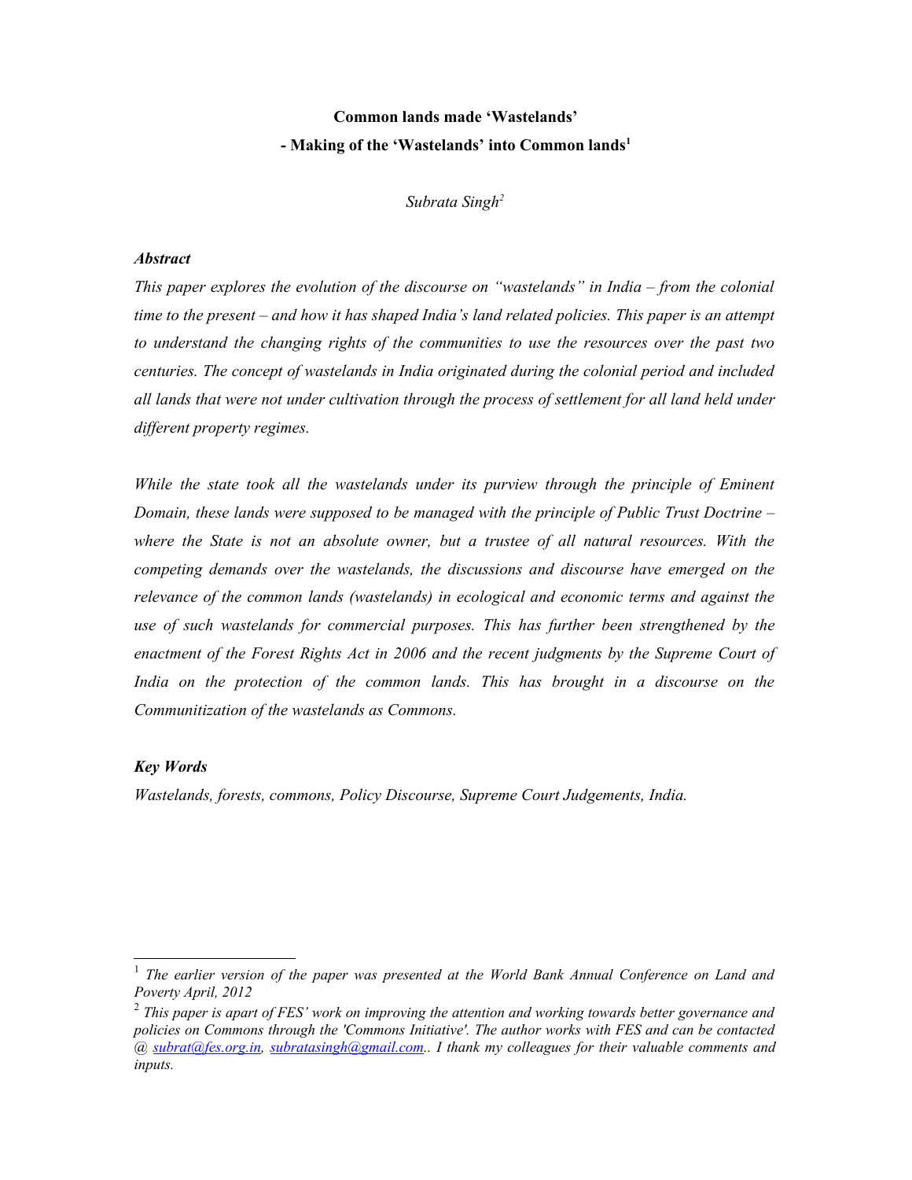**Common lands made 'Wastelands'**

**- Making of the 'Wastelands' into Common lands[1]**

*Subrata Singh[2]*

***Abstract***

*This paper explores the evolution of the discourse on "wastelands" in India – from the colonial time to the present – and how it has shaped India's land related policies. This paper is an attempt to understand the changing rights of the communities to use the resources over the past two centuries. The concept of wastelands in India originated during the colonial period and included all lands that were not under cultivation through the process of settlement for all land held under different property regimes.*

*While the state took all the wastelands under its purview through the principle of Eminent Domain, these lands were supposed to be managed with the principle of Public Trust Doctrine – where the State is not an absolute owner, but a trustee of all natural resources. With the competing demands over the wastelands, the discussions and discourse have emerged on the relevance of the common lands (wastelands) in ecological and economic terms and against the use of such wastelands for commercial purposes. This has further been strengthened by the enactment of the Forest Rights Act in 2006 and the recent judgments by the Supreme Court of India on the protection of the common lands. This has brought in a discourse on the Communitization of the wastelands as Commons.*

***Key Words***

*Wastelands, forests, commons, Policy Discourse, Supreme Court Judgements, India.*

---

[1] *The earlier version of the paper was presented at the World Bank Annual Conference on Land and Poverty April, 2012*

[2] *This paper is apart of FES' work on improving the attention and working towards better governance and policies on Commons through the 'Commons Initiative'. The author works with FES and can be contacted @ subrat@fes.org.in, subratasingh@gmail.com.. I thank my colleagues for their valuable comments and inputs.*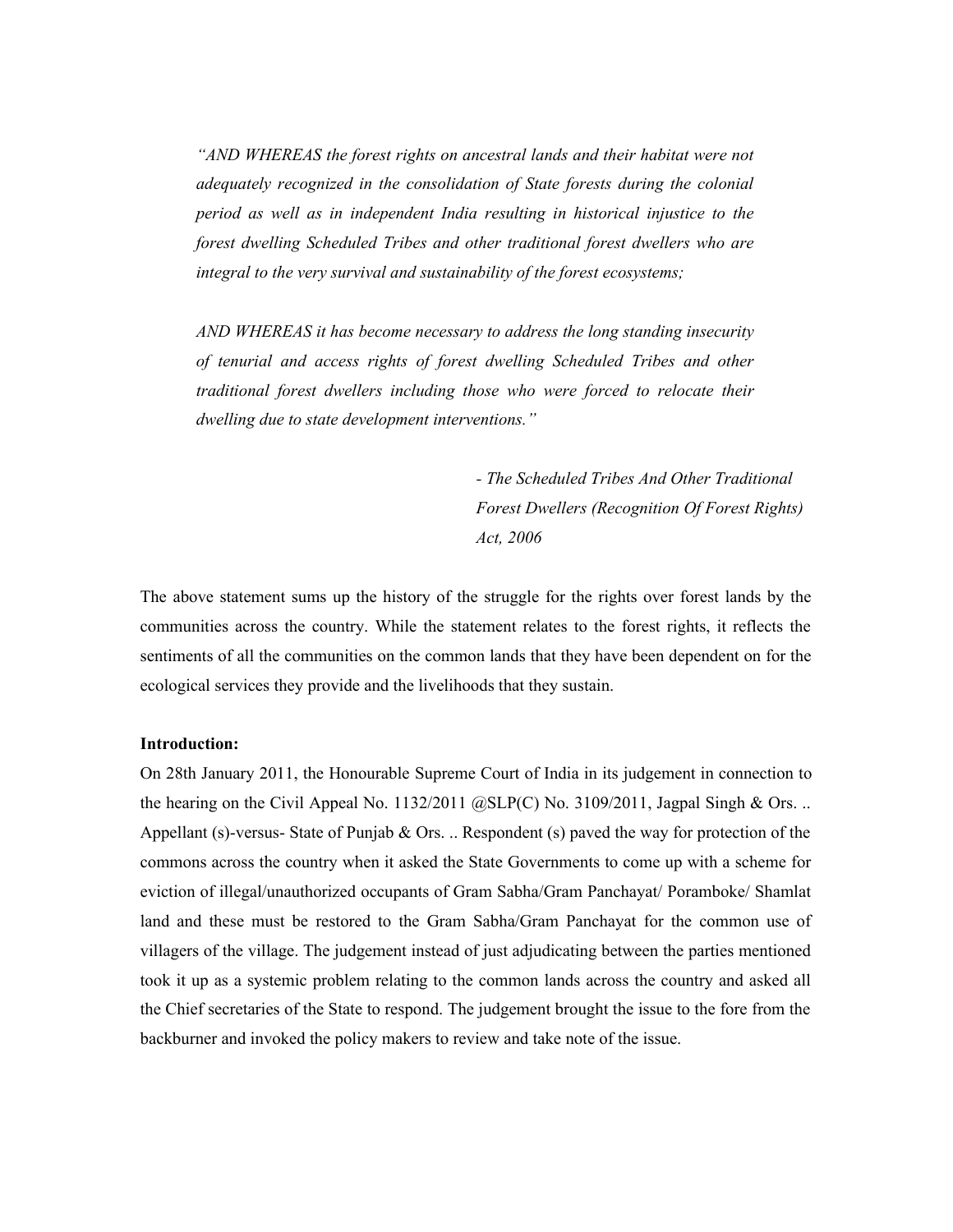*"AND WHEREAS the forest rights on ancestral lands and their habitat were not adequately recognized in the consolidation of State forests during the colonial period as well as in independent India resulting in historical injustice to the forest dwelling Scheduled Tribes and other traditional forest dwellers who are integral to the very survival and sustainability of the forest ecosystems;*

*AND WHEREAS it has become necessary to address the long standing insecurity of tenurial and access rights of forest dwelling Scheduled Tribes and other traditional forest dwellers including those who were forced to relocate their dwelling due to state development interventions."*

*- The Scheduled Tribes And Other Traditional Forest Dwellers (Recognition Of Forest Rights) Act, 2006*

The above statement sums up the history of the struggle for the rights over forest lands by the communities across the country. While the statement relates to the forest rights, it reflects the sentiments of all the communities on the common lands that they have been dependent on for the ecological services they provide and the livelihoods that they sustain.

**Introduction:**

On 28th January 2011, the Honourable Supreme Court of India in its judgement in connection to the hearing on the Civil Appeal No. 1132/2011 @SLP(C) No. 3109/2011, Jagpal Singh & Ors. .. Appellant (s)-versus- State of Punjab & Ors. .. Respondent (s) paved the way for protection of the commons across the country when it asked the State Governments to come up with a scheme for eviction of illegal/unauthorized occupants of Gram Sabha/Gram Panchayat/ Poramboke/ Shamlat land and these must be restored to the Gram Sabha/Gram Panchayat for the common use of villagers of the village. The judgement instead of just adjudicating between the parties mentioned took it up as a systemic problem relating to the common lands across the country and asked all the Chief secretaries of the State to respond. The judgement brought the issue to the fore from the backburner and invoked the policy makers to review and take note of the issue.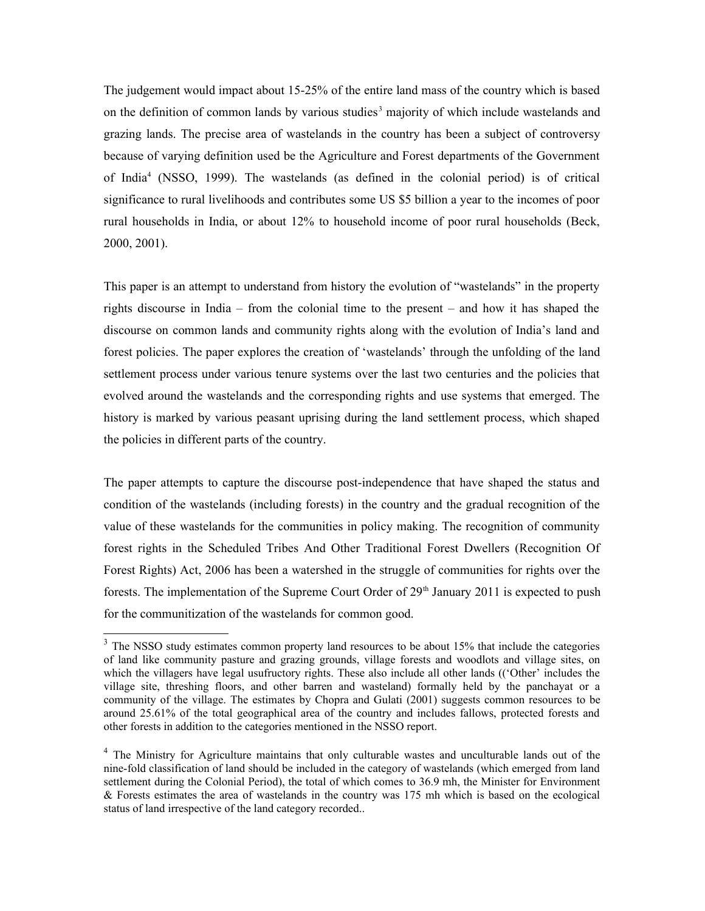The judgement would impact about 15-25% of the entire land mass of the country which is based on the definition of common lands by various studies[3] majority of which include wastelands and grazing lands. The precise area of wastelands in the country has been a subject of controversy because of varying definition used be the Agriculture and Forest departments of the Government of India[4] (NSSO, 1999). The wastelands (as defined in the colonial period) is of critical significance to rural livelihoods and contributes some US $5 billion a year to the incomes of poor rural households in India, or about 12% to household income of poor rural households (Beck, 2000, 2001).

This paper is an attempt to understand from history the evolution of "wastelands" in the property rights discourse in India – from the colonial time to the present – and how it has shaped the discourse on common lands and community rights along with the evolution of India's land and forest policies. The paper explores the creation of 'wastelands' through the unfolding of the land settlement process under various tenure systems over the last two centuries and the policies that evolved around the wastelands and the corresponding rights and use systems that emerged. The history is marked by various peasant uprising during the land settlement process, which shaped the policies in different parts of the country.

The paper attempts to capture the discourse post-independence that have shaped the status and condition of the wastelands (including forests) in the country and the gradual recognition of the value of these wastelands for the communities in policy making. The recognition of community forest rights in the Scheduled Tribes And Other Traditional Forest Dwellers (Recognition Of Forest Rights) Act, 2006 has been a watershed in the struggle of communities for rights over the forests. The implementation of the Supreme Court Order of 29th January 2011 is expected to push for the communitization of the wastelands for common good.

---

[3] The NSSO study estimates common property land resources to be about 15% that include the categories of land like community pasture and grazing grounds, village forests and woodlots and village sites, on which the villagers have legal usufructory rights. These also include all other lands (('Other' includes the village site, threshing floors, and other barren and wasteland) formally held by the panchayat or a community of the village. The estimates by Chopra and Gulati (2001) suggests common resources to be around 25.61% of the total geographical area of the country and includes fallows, protected forests and other forests in addition to the categories mentioned in the NSSO report.

[4] The Ministry for Agriculture maintains that only culturable wastes and unculturable lands out of the nine-fold classification of land should be included in the category of wastelands (which emerged from land settlement during the Colonial Period), the total of which comes to 36.9 mh, the Minister for Environment & Forests estimates the area of wastelands in the country was 175 mh which is based on the ecological status of land irrespective of the land category recorded..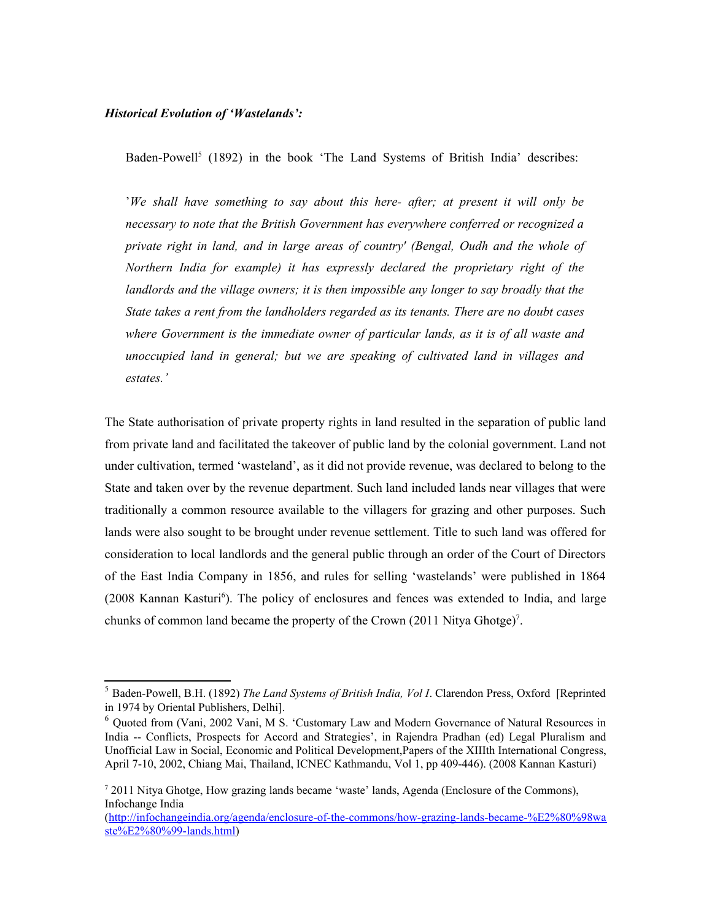***Historical Evolution of 'Wastelands':***

> Baden-Powell[5] (1892) in the book 'The Land Systems of British India' describes:
>
> '*We shall have something to say about this here- after; at present it will only be necessary to note that the British Government has everywhere conferred or recognized a private right in land, and in large areas of country' (Bengal, Oudh and the whole of Northern India for example) it has expressly declared the proprietary right of the landlords and the village owners; it is then impossible any longer to say broadly that the State takes a rent from the landholders regarded as its tenants. There are no doubt cases where Government is the immediate owner of particular lands, as it is of all waste and unoccupied land in general; but we are speaking of cultivated land in villages and estates.'*

The State authorisation of private property rights in land resulted in the separation of public land from private land and facilitated the takeover of public land by the colonial government. Land not under cultivation, termed 'wasteland', as it did not provide revenue, was declared to belong to the State and taken over by the revenue department. Such land included lands near villages that were traditionally a common resource available to the villagers for grazing and other purposes. Such lands were also sought to be brought under revenue settlement. Title to such land was offered for consideration to local landlords and the general public through an order of the Court of Directors of the East India Company in 1856, and rules for selling 'wastelands' were published in 1864 (2008 Kannan Kasturi[6]). The policy of enclosures and fences was extended to India, and large chunks of common land became the property of the Crown (2011 Nitya Ghotge)[7].

---

[5] Baden-Powell, B.H. (1892) *The Land Systems of British India, Vol I*. Clarendon Press, Oxford [Reprinted in 1974 by Oriental Publishers, Delhi].

[6] Quoted from (Vani, 2002 Vani, M S. 'Customary Law and Modern Governance of Natural Resources in India -- Conflicts, Prospects for Accord and Strategies', in Rajendra Pradhan (ed) Legal Pluralism and Unofficial Law in Social, Economic and Political Development,Papers of the XIIIth International Congress, April 7-10, 2002, Chiang Mai, Thailand, ICNEC Kathmandu, Vol 1, pp 409-446). (2008 Kannan Kasturi)

[7] 2011 Nitya Ghotge, How grazing lands became 'waste' lands, Agenda (Enclosure of the Commons), Infochange India (http://infochangeindia.org/agenda/enclosure-of-the-commons/how-grazing-lands-became-%E2%80%98waste%E2%80%99-lands.html)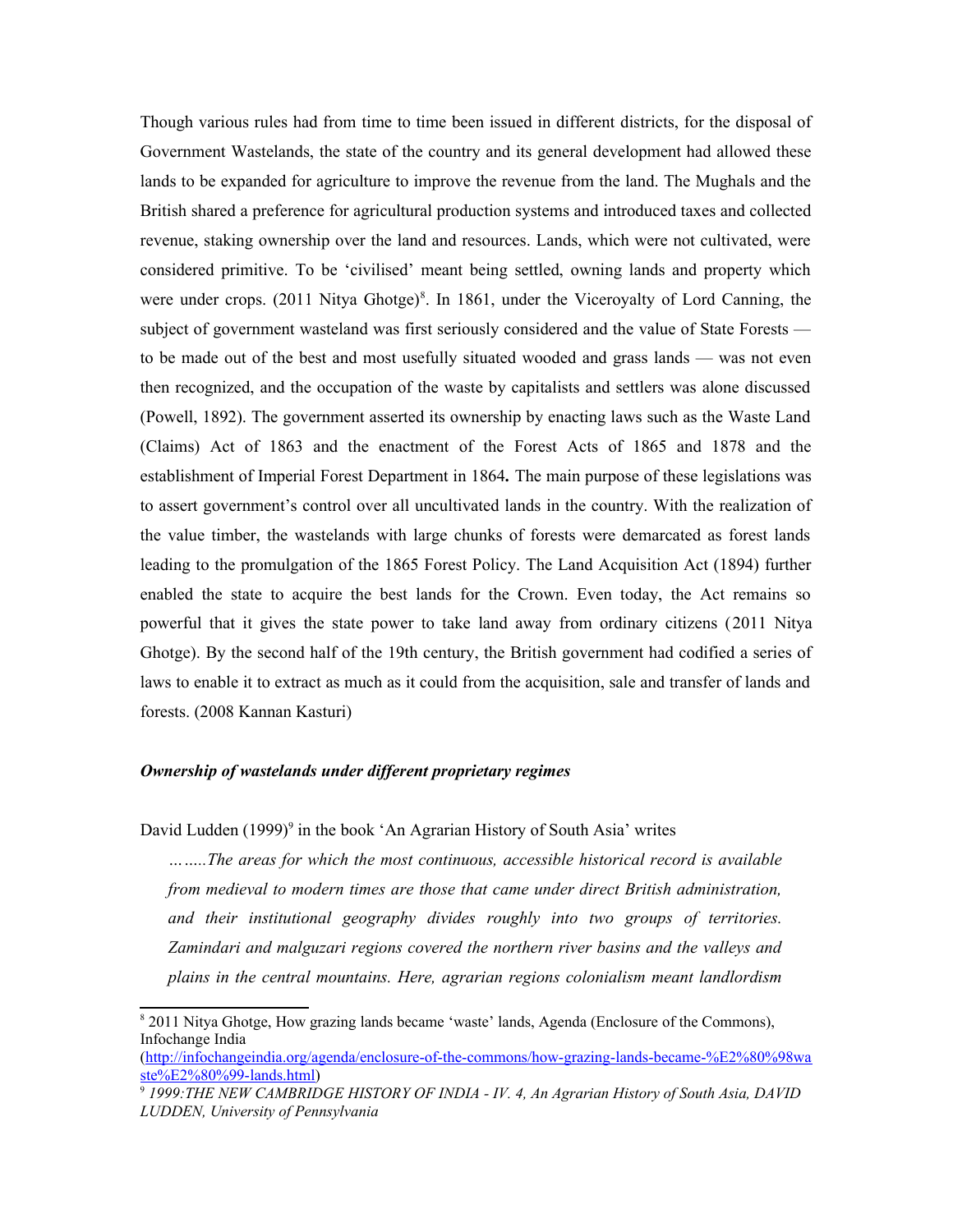Though various rules had from time to time been issued in different districts, for the disposal of Government Wastelands, the state of the country and its general development had allowed these lands to be expanded for agriculture to improve the revenue from the land. The Mughals and the British shared a preference for agricultural production systems and introduced taxes and collected revenue, staking ownership over the land and resources. Lands, which were not cultivated, were considered primitive. To be 'civilised' meant being settled, owning lands and property which were under crops. (2011 Nitya Ghotge)[8]. In 1861, under the Viceroyalty of Lord Canning, the subject of government wasteland was first seriously considered and the value of State Forests — to be made out of the best and most usefully situated wooded and grass lands — was not even then recognized, and the occupation of the waste by capitalists and settlers was alone discussed (Powell, 1892). The government asserted its ownership by enacting laws such as the Waste Land (Claims) Act of 1863 and the enactment of the Forest Acts of 1865 and 1878 and the establishment of Imperial Forest Department in 1864**.** The main purpose of these legislations was to assert government's control over all uncultivated lands in the country. With the realization of the value timber, the wastelands with large chunks of forests were demarcated as forest lands leading to the promulgation of the 1865 Forest Policy. The Land Acquisition Act (1894) further enabled the state to acquire the best lands for the Crown. Even today, the Act remains so powerful that it gives the state power to take land away from ordinary citizens (2011 Nitya Ghotge). By the second half of the 19th century, the British government had codified a series of laws to enable it to extract as much as it could from the acquisition, sale and transfer of lands and forests. (2008 Kannan Kasturi)

***Ownership of wastelands under different proprietary regimes***

David Ludden (1999)[9] in the book 'An Agrarian History of South Asia' writes

> *……..The areas for which the most continuous, accessible historical record is available from medieval to modern times are those that came under direct British administration, and their institutional geography divides roughly into two groups of territories. Zamindari and malguzari regions covered the northern river basins and the valleys and plains in the central mountains. Here, agrarian regions colonialism meant landlordism*

---

[8] 2011 Nitya Ghotge, How grazing lands became 'waste' lands, Agenda (Enclosure of the Commons), Infochange India (http://infochangeindia.org/agenda/enclosure-of-the-commons/how-grazing-lands-became-%E2%80%98waste%E2%80%99-lands.html)

[9] *1999:THE NEW CAMBRIDGE HISTORY OF INDIA - IV. 4, An Agrarian History of South Asia, DAVID LUDDEN, University of Pennsylvania*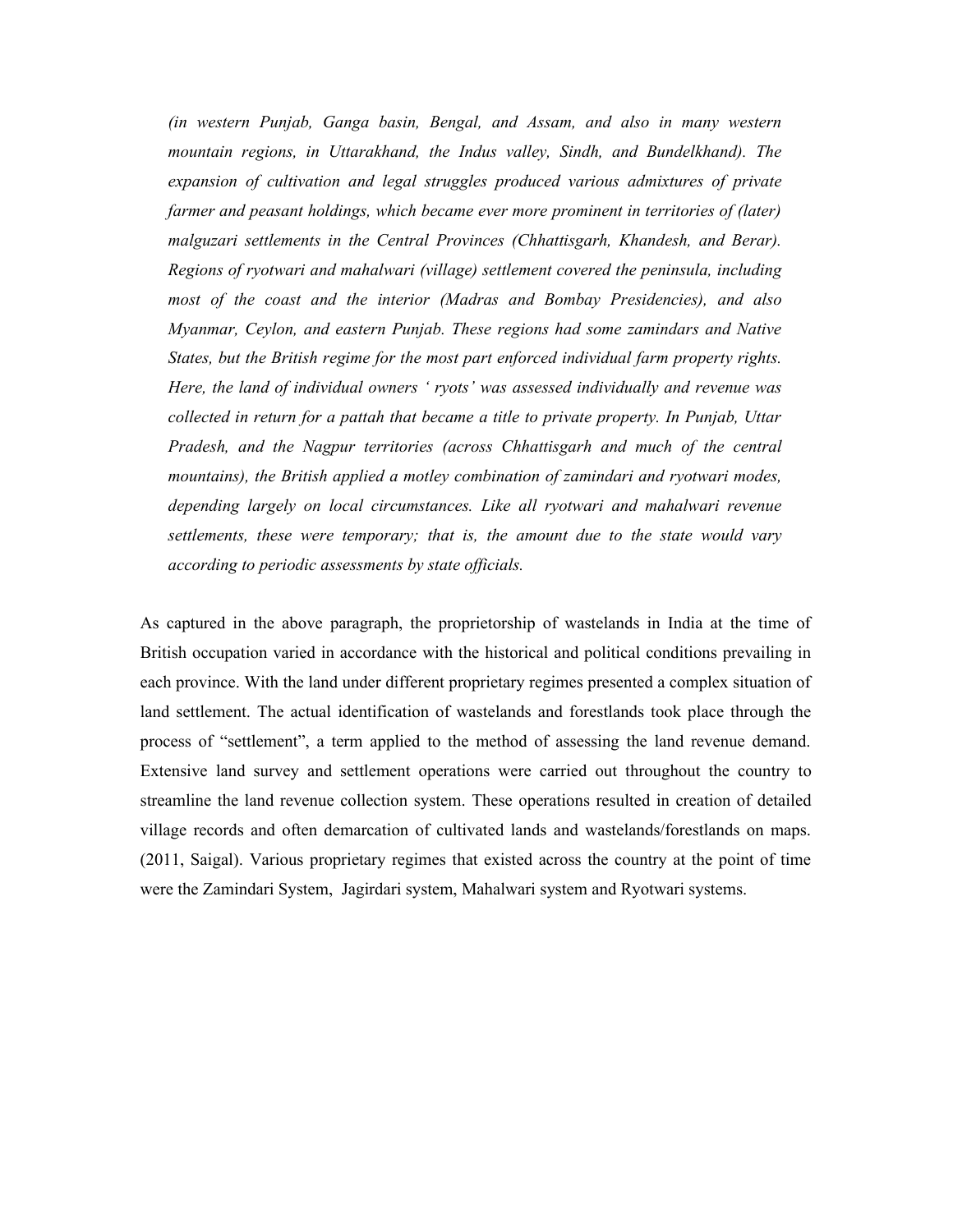*(in western Punjab, Ganga basin, Bengal, and Assam, and also in many western mountain regions, in Uttarakhand, the Indus valley, Sindh, and Bundelkhand). The expansion of cultivation and legal struggles produced various admixtures of private farmer and peasant holdings, which became ever more prominent in territories of (later) malguzari settlements in the Central Provinces (Chhattisgarh, Khandesh, and Berar). Regions of ryotwari and mahalwari (village) settlement covered the peninsula, including most of the coast and the interior (Madras and Bombay Presidencies), and also Myanmar, Ceylon, and eastern Punjab. These regions had some zamindars and Native States, but the British regime for the most part enforced individual farm property rights. Here, the land of individual owners ' ryots' was assessed individually and revenue was collected in return for a pattah that became a title to private property. In Punjab, Uttar Pradesh, and the Nagpur territories (across Chhattisgarh and much of the central mountains), the British applied a motley combination of zamindari and ryotwari modes, depending largely on local circumstances. Like all ryotwari and mahalwari revenue settlements, these were temporary; that is, the amount due to the state would vary according to periodic assessments by state officials.*

As captured in the above paragraph, the proprietorship of wastelands in India at the time of British occupation varied in accordance with the historical and political conditions prevailing in each province. With the land under different proprietary regimes presented a complex situation of land settlement. The actual identification of wastelands and forestlands took place through the process of "settlement", a term applied to the method of assessing the land revenue demand. Extensive land survey and settlement operations were carried out throughout the country to streamline the land revenue collection system. These operations resulted in creation of detailed village records and often demarcation of cultivated lands and wastelands/forestlands on maps. (2011, Saigal). Various proprietary regimes that existed across the country at the point of time were the Zamindari System, Jagirdari system, Mahalwari system and Ryotwari systems.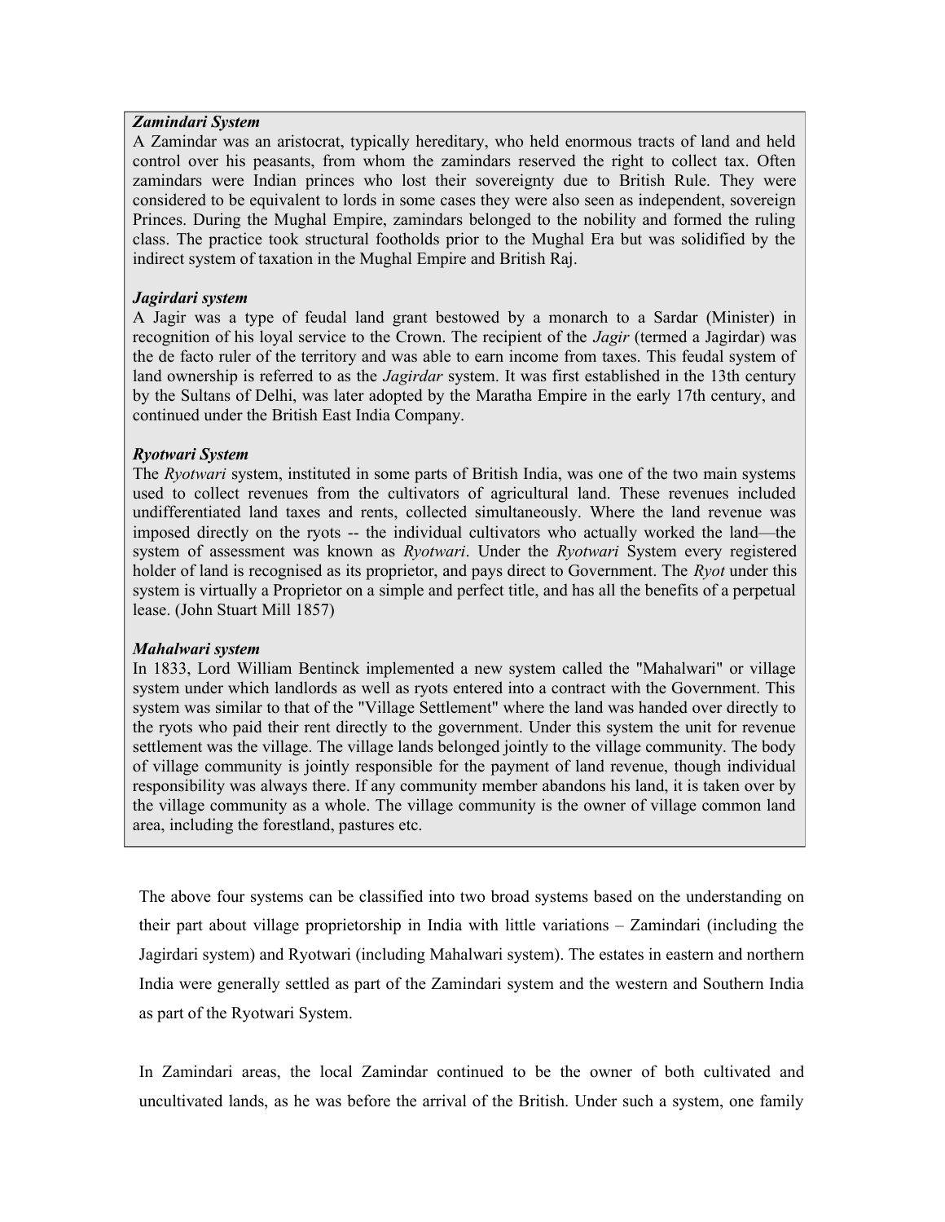***Zamindari System***

A Zamindar was an aristocrat, typically hereditary, who held enormous tracts of land and held control over his peasants, from whom the zamindars reserved the right to collect tax. Often zamindars were Indian princes who lost their sovereignty due to British Rule. They were considered to be equivalent to lords in some cases they were also seen as independent, sovereign Princes. During the Mughal Empire, zamindars belonged to the nobility and formed the ruling class. The practice took structural footholds prior to the Mughal Era but was solidified by the indirect system of taxation in the Mughal Empire and British Raj.

***Jagirdari system***

A Jagir was a type of feudal land grant bestowed by a monarch to a Sardar (Minister) in recognition of his loyal service to the Crown. The recipient of the *Jagir* (termed a Jagirdar) was the de facto ruler of the territory and was able to earn income from taxes. This feudal system of land ownership is referred to as the *Jagirdar* system. It was first established in the 13th century by the Sultans of Delhi, was later adopted by the Maratha Empire in the early 17th century, and continued under the British East India Company.

***Ryotwari System***

The *Ryotwari* system, instituted in some parts of British India, was one of the two main systems used to collect revenues from the cultivators of agricultural land. These revenues included undifferentiated land taxes and rents, collected simultaneously. Where the land revenue was imposed directly on the ryots -- the individual cultivators who actually worked the land—the system of assessment was known as *Ryotwari*. Under the *Ryotwari* System every registered holder of land is recognised as its proprietor, and pays direct to Government. The *Ryot* under this system is virtually a Proprietor on a simple and perfect title, and has all the benefits of a perpetual lease. (John Stuart Mill 1857)

***Mahalwari system***

In 1833, Lord William Bentinck implemented a new system called the "Mahalwari" or village system under which landlords as well as ryots entered into a contract with the Government. This system was similar to that of the "Village Settlement" where the land was handed over directly to the ryots who paid their rent directly to the government. Under this system the unit for revenue settlement was the village. The village lands belonged jointly to the village community. The body of village community is jointly responsible for the payment of land revenue, though individual responsibility was always there. If any community member abandons his land, it is taken over by the village community as a whole. The village community is the owner of village common land area, including the forestland, pastures etc.

The above four systems can be classified into two broad systems based on the understanding on their part about village proprietorship in India with little variations – Zamindari (including the Jagirdari system) and Ryotwari (including Mahalwari system). The estates in eastern and northern India were generally settled as part of the Zamindari system and the western and Southern India as part of the Ryotwari System.

In Zamindari areas, the local Zamindar continued to be the owner of both cultivated and uncultivated lands, as he was before the arrival of the British. Under such a system, one family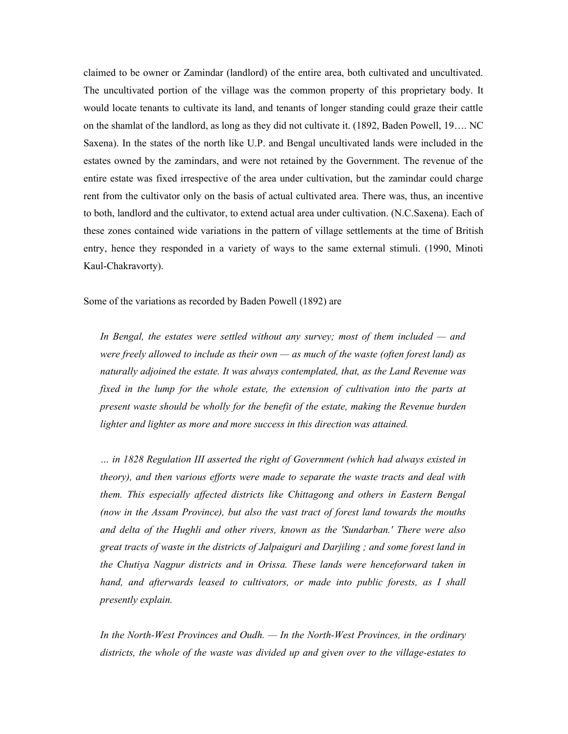claimed to be owner or Zamindar (landlord) of the entire area, both cultivated and uncultivated. The uncultivated portion of the village was the common property of this proprietary body. It would locate tenants to cultivate its land, and tenants of longer standing could graze their cattle on the shamlat of the landlord, as long as they did not cultivate it. (1892, Baden Powell, 19…. NC Saxena). In the states of the north like U.P. and Bengal uncultivated lands were included in the estates owned by the zamindars, and were not retained by the Government. The revenue of the entire estate was fixed irrespective of the area under cultivation, but the zamindar could charge rent from the cultivator only on the basis of actual cultivated area. There was, thus, an incentive to both, landlord and the cultivator, to extend actual area under cultivation. (N.C.Saxena). Each of these zones contained wide variations in the pattern of village settlements at the time of British entry, hence they responded in a variety of ways to the same external stimuli. (1990, Minoti Kaul-Chakravorty).

Some of the variations as recorded by Baden Powell (1892) are

> *In Bengal, the estates were settled without any survey; most of them included — and were freely allowed to include as their own — as much of the waste (often forest land) as naturally adjoined the estate. It was always contemplated, that, as the Land Revenue was fixed in the lump for the whole estate, the extension of cultivation into the parts at present waste should be wholly for the benefit of the estate, making the Revenue burden lighter and lighter as more and more success in this direction was attained.*
>
> *… in 1828 Regulation III asserted the right of Government (which had always existed in theory), and then various efforts were made to separate the waste tracts and deal with them. This especially affected districts like Chittagong and others in Eastern Bengal (now in the Assam Province), but also the vast tract of forest land towards the mouths and delta of the Hughli and other rivers, known as the 'Sundarban.' There were also great tracts of waste in the districts of Jalpaiguri and Darjiling ; and some forest land in the Chutiya Nagpur districts and in Orissa. These lands were henceforward taken in hand, and afterwards leased to cultivators, or made into public forests, as I shall presently explain.*
>
> *In the North-West Provinces and Oudh. — In the North-West Provinces, in the ordinary districts, the whole of the waste was divided up and given over to the village-estates to*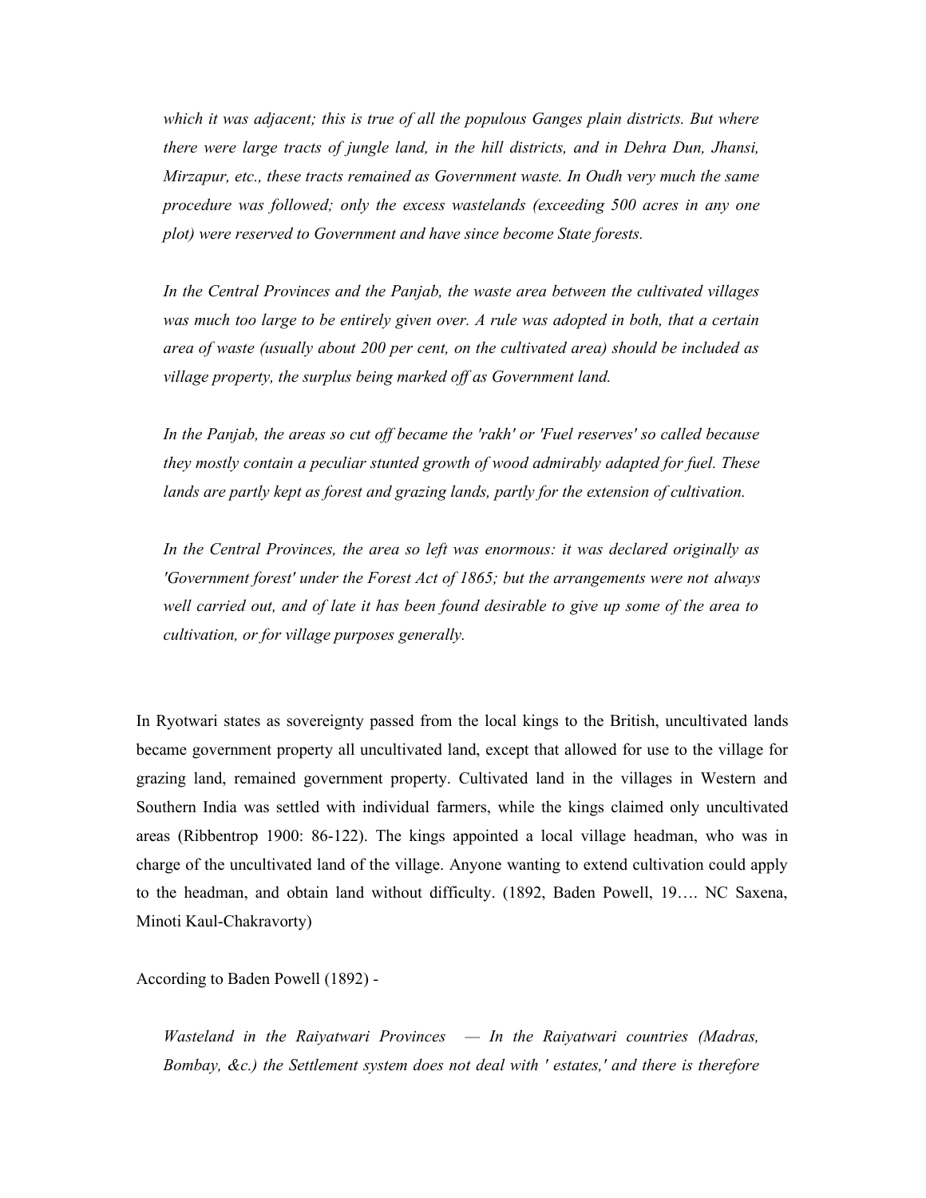*which it was adjacent; this is true of all the populous Ganges plain districts. But where there were large tracts of jungle land, in the hill districts, and in Dehra Dun, Jhansi, Mirzapur, etc., these tracts remained as Government waste. In Oudh very much the same procedure was followed; only the excess wastelands (exceeding 500 acres in any one plot) were reserved to Government and have since become State forests.*

*In the Central Provinces and the Panjab, the waste area between the cultivated villages was much too large to be entirely given over. A rule was adopted in both, that a certain area of waste (usually about 200 per cent, on the cultivated area) should be included as village property, the surplus being marked off as Government land.*

*In the Panjab, the areas so cut off became the 'rakh' or 'Fuel reserves' so called because they mostly contain a peculiar stunted growth of wood admirably adapted for fuel. These lands are partly kept as forest and grazing lands, partly for the extension of cultivation.*

*In the Central Provinces, the area so left was enormous: it was declared originally as 'Government forest' under the Forest Act of 1865; but the arrangements were not always well carried out, and of late it has been found desirable to give up some of the area to cultivation, or for village purposes generally.*

In Ryotwari states as sovereignty passed from the local kings to the British, uncultivated lands became government property all uncultivated land, except that allowed for use to the village for grazing land, remained government property. Cultivated land in the villages in Western and Southern India was settled with individual farmers, while the kings claimed only uncultivated areas (Ribbentrop 1900: 86-122). The kings appointed a local village headman, who was in charge of the uncultivated land of the village. Anyone wanting to extend cultivation could apply to the headman, and obtain land without difficulty. (1892, Baden Powell, 19…. NC Saxena, Minoti Kaul-Chakravorty)

According to Baden Powell (1892) -

*Wasteland in the Raiyatwari Provinces — In the Raiyatwari countries (Madras, Bombay, &c.) the Settlement system does not deal with ' estates,' and there is therefore*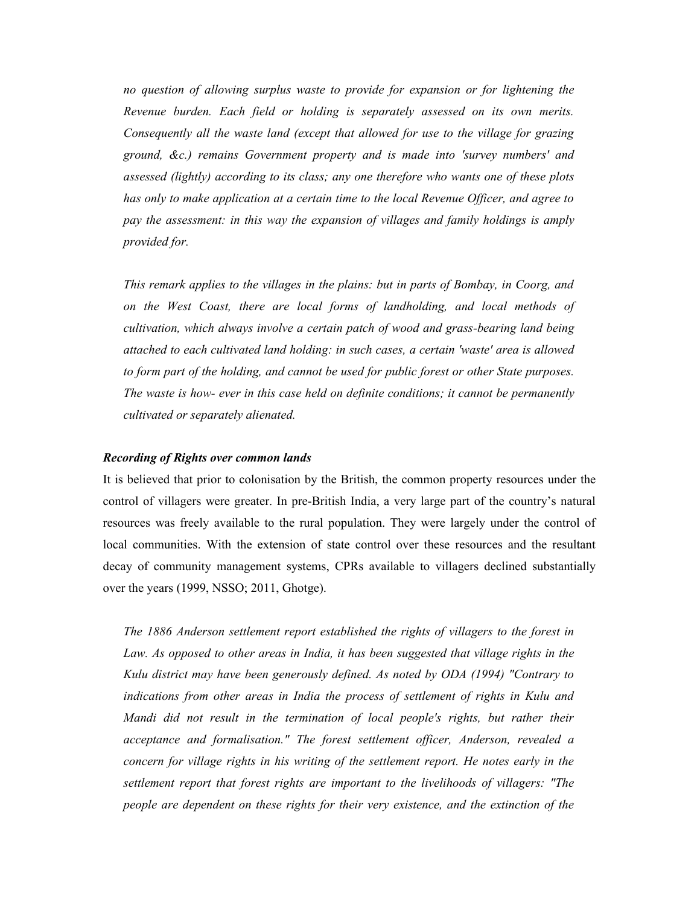*no question of allowing surplus waste to provide for expansion or for lightening the Revenue burden. Each field or holding is separately assessed on its own merits. Consequently all the waste land (except that allowed for use to the village for grazing ground, &c.) remains Government property and is made into 'survey numbers' and assessed (lightly) according to its class; any one therefore who wants one of these plots has only to make application at a certain time to the local Revenue Officer, and agree to pay the assessment: in this way the expansion of villages and family holdings is amply provided for.*

*This remark applies to the villages in the plains: but in parts of Bombay, in Coorg, and on the West Coast, there are local forms of landholding, and local methods of cultivation, which always involve a certain patch of wood and grass-bearing land being attached to each cultivated land holding: in such cases, a certain 'waste' area is allowed to form part of the holding, and cannot be used for public forest or other State purposes. The waste is how- ever in this case held on definite conditions; it cannot be permanently cultivated or separately alienated.*

***Recording of Rights over common lands***

It is believed that prior to colonisation by the British, the common property resources under the control of villagers were greater. In pre-British India, a very large part of the country's natural resources was freely available to the rural population. They were largely under the control of local communities. With the extension of state control over these resources and the resultant decay of community management systems, CPRs available to villagers declined substantially over the years (1999, NSSO; 2011, Ghotge).

*The 1886 Anderson settlement report established the rights of villagers to the forest in Law. As opposed to other areas in India, it has been suggested that village rights in the Kulu district may have been generously defined. As noted by ODA (1994) "Contrary to indications from other areas in India the process of settlement of rights in Kulu and Mandi did not result in the termination of local people's rights, but rather their acceptance and formalisation." The forest settlement officer, Anderson, revealed a concern for village rights in his writing of the settlement report. He notes early in the settlement report that forest rights are important to the livelihoods of villagers: "The people are dependent on these rights for their very existence, and the extinction of the*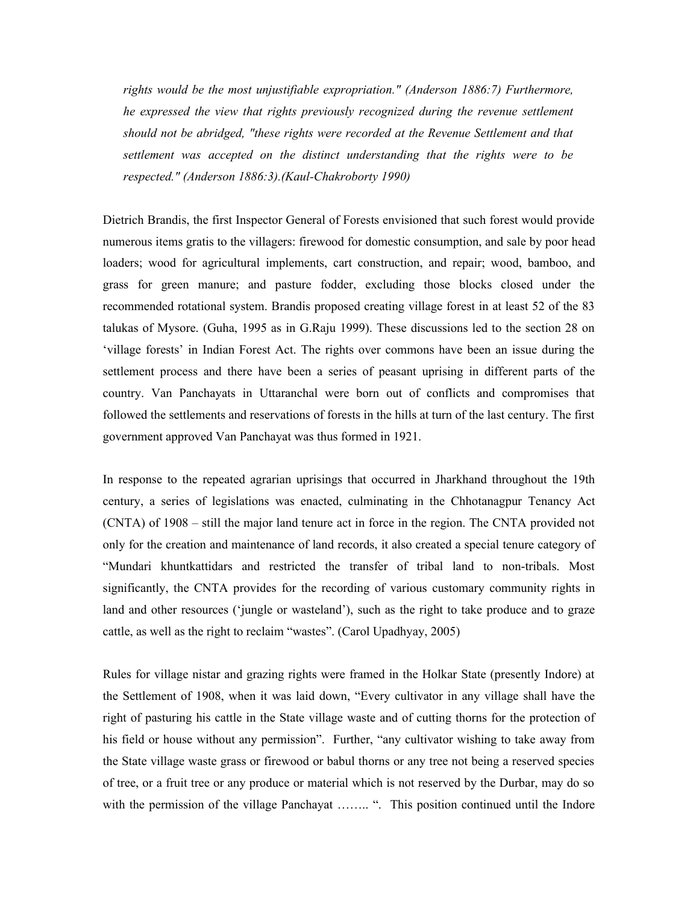*rights would be the most unjustifiable expropriation." (Anderson 1886:7) Furthermore, he expressed the view that rights previously recognized during the revenue settlement should not be abridged, "these rights were recorded at the Revenue Settlement and that settlement was accepted on the distinct understanding that the rights were to be respected." (Anderson 1886:3).(Kaul-Chakroborty 1990)*

Dietrich Brandis, the first Inspector General of Forests envisioned that such forest would provide numerous items gratis to the villagers: firewood for domestic consumption, and sale by poor head loaders; wood for agricultural implements, cart construction, and repair; wood, bamboo, and grass for green manure; and pasture fodder, excluding those blocks closed under the recommended rotational system. Brandis proposed creating village forest in at least 52 of the 83 talukas of Mysore. (Guha, 1995 as in G.Raju 1999). These discussions led to the section 28 on 'village forests' in Indian Forest Act. The rights over commons have been an issue during the settlement process and there have been a series of peasant uprising in different parts of the country. Van Panchayats in Uttaranchal were born out of conflicts and compromises that followed the settlements and reservations of forests in the hills at turn of the last century. The first government approved Van Panchayat was thus formed in 1921.

In response to the repeated agrarian uprisings that occurred in Jharkhand throughout the 19th century, a series of legislations was enacted, culminating in the Chhotanagpur Tenancy Act (CNTA) of 1908 – still the major land tenure act in force in the region. The CNTA provided not only for the creation and maintenance of land records, it also created a special tenure category of "Mundari khuntkattidars and restricted the transfer of tribal land to non-tribals. Most significantly, the CNTA provides for the recording of various customary community rights in land and other resources ('jungle or wasteland'), such as the right to take produce and to graze cattle, as well as the right to reclaim "wastes". (Carol Upadhyay, 2005)

Rules for village nistar and grazing rights were framed in the Holkar State (presently Indore) at the Settlement of 1908, when it was laid down, "Every cultivator in any village shall have the right of pasturing his cattle in the State village waste and of cutting thorns for the protection of his field or house without any permission". Further, "any cultivator wishing to take away from the State village waste grass or firewood or babul thorns or any tree not being a reserved species of tree, or a fruit tree or any produce or material which is not reserved by the Durbar, may do so with the permission of the village Panchayat …….. ". This position continued until the Indore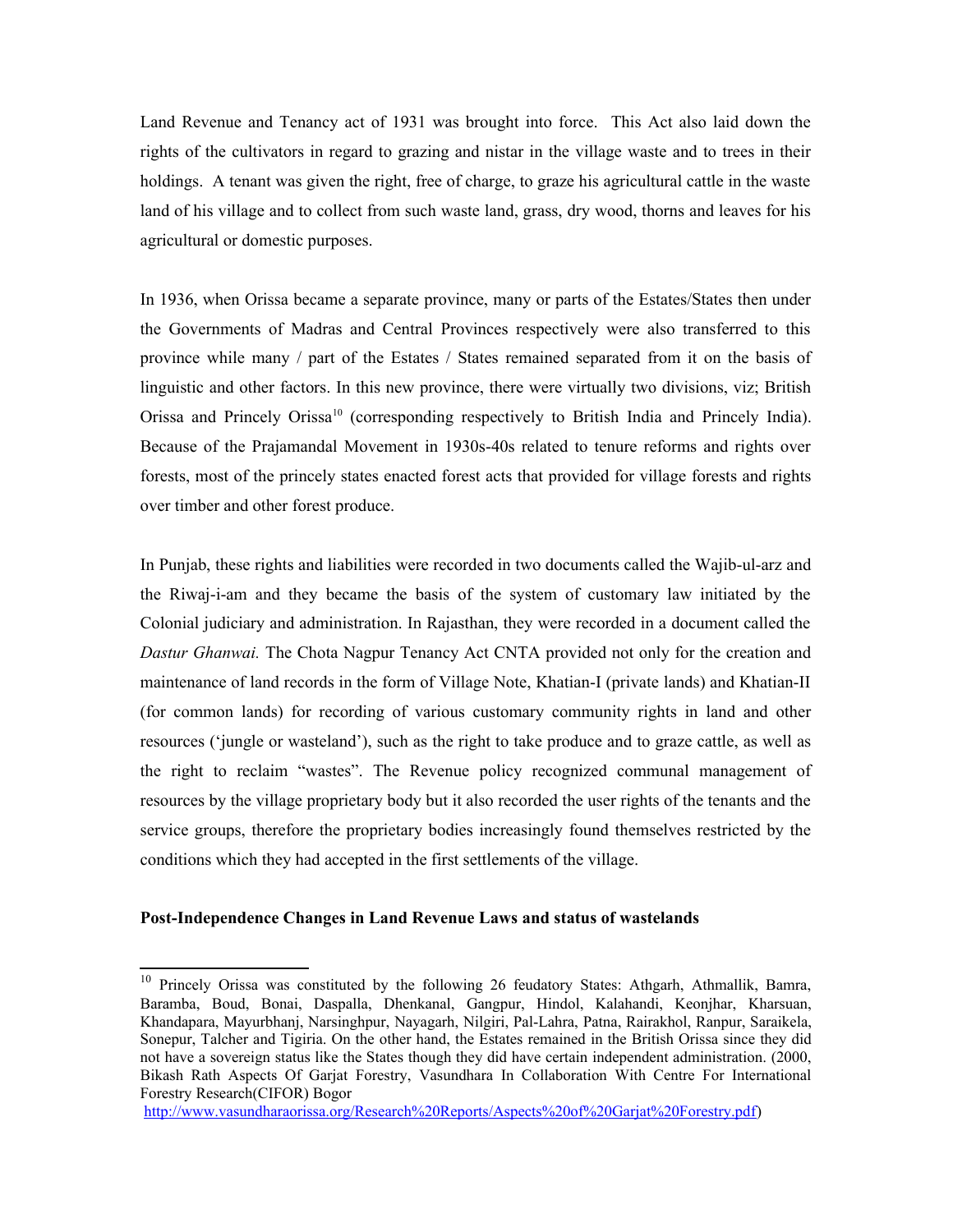Land Revenue and Tenancy act of 1931 was brought into force. This Act also laid down the rights of the cultivators in regard to grazing and nistar in the village waste and to trees in their holdings. A tenant was given the right, free of charge, to graze his agricultural cattle in the waste land of his village and to collect from such waste land, grass, dry wood, thorns and leaves for his agricultural or domestic purposes.

In 1936, when Orissa became a separate province, many or parts of the Estates/States then under the Governments of Madras and Central Provinces respectively were also transferred to this province while many / part of the Estates / States remained separated from it on the basis of linguistic and other factors. In this new province, there were virtually two divisions, viz; British Orissa and Princely Orissa[10] (corresponding respectively to British India and Princely India). Because of the Prajamandal Movement in 1930s-40s related to tenure reforms and rights over forests, most of the princely states enacted forest acts that provided for village forests and rights over timber and other forest produce.

In Punjab, these rights and liabilities were recorded in two documents called the Wajib-ul-arz and the Riwaj-i-am and they became the basis of the system of customary law initiated by the Colonial judiciary and administration. In Rajasthan, they were recorded in a document called the *Dastur Ghanwai.* The Chota Nagpur Tenancy Act CNTA provided not only for the creation and maintenance of land records in the form of Village Note, Khatian-I (private lands) and Khatian-II (for common lands) for recording of various customary community rights in land and other resources ('jungle or wasteland'), such as the right to take produce and to graze cattle, as well as the right to reclaim "wastes". The Revenue policy recognized communal management of resources by the village proprietary body but it also recorded the user rights of the tenants and the service groups, therefore the proprietary bodies increasingly found themselves restricted by the conditions which they had accepted in the first settlements of the village.

**Post-Independence Changes in Land Revenue Laws and status of wastelands**

---

[10] Princely Orissa was constituted by the following 26 feudatory States: Athgarh, Athmallik, Bamra, Baramba, Boud, Bonai, Daspalla, Dhenkanal, Gangpur, Hindol, Kalahandi, Keonjhar, Kharsuan, Khandapara, Mayurbhanj, Narsinghpur, Nayagarh, Nilgiri, Pal-Lahra, Patna, Rairakhol, Ranpur, Saraikela, Sonepur, Talcher and Tigiria. On the other hand, the Estates remained in the British Orissa since they did not have a sovereign status like the States though they did have certain independent administration. (2000, Bikash Rath Aspects Of Garjat Forestry, Vasundhara In Collaboration With Centre For International Forestry Research(CIFOR) Bogor http://www.vasundharaorissa.org/Research%20Reports/Aspects%20of%20Garjat%20Forestry.pdf)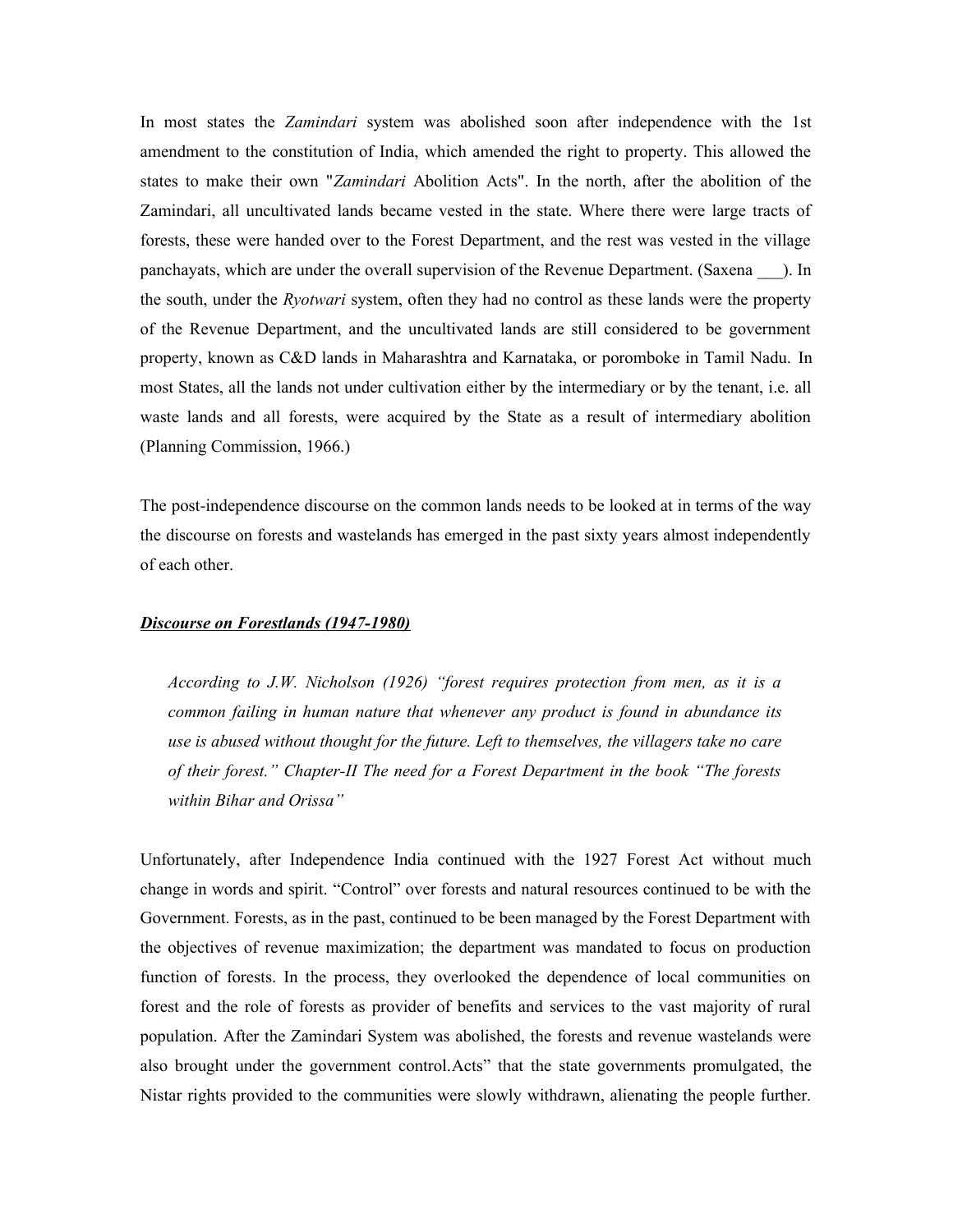In most states the *Zamindari* system was abolished soon after independence with the 1st amendment to the constitution of India, which amended the right to property. This allowed the states to make their own "*Zamindari* Abolition Acts". In the north, after the abolition of the Zamindari, all uncultivated lands became vested in the state. Where there were large tracts of forests, these were handed over to the Forest Department, and the rest was vested in the village panchayats, which are under the overall supervision of the Revenue Department. (Saxena ___). In the south, under the *Ryotwari* system, often they had no control as these lands were the property of the Revenue Department, and the uncultivated lands are still considered to be government property, known as C&D lands in Maharashtra and Karnataka, or poromboke in Tamil Nadu. In most States, all the lands not under cultivation either by the intermediary or by the tenant, i.e. all waste lands and all forests, were acquired by the State as a result of intermediary abolition (Planning Commission, 1966.)

The post-independence discourse on the common lands needs to be looked at in terms of the way the discourse on forests and wastelands has emerged in the past sixty years almost independently of each other.

***Discourse on Forestlands (1947-1980)***

> *According to J.W. Nicholson (1926) "forest requires protection from men, as it is a common failing in human nature that whenever any product is found in abundance its use is abused without thought for the future. Left to themselves, the villagers take no care of their forest." Chapter-II The need for a Forest Department in the book "The forests within Bihar and Orissa"*

Unfortunately, after Independence India continued with the 1927 Forest Act without much change in words and spirit. "Control" over forests and natural resources continued to be with the Government. Forests, as in the past, continued to be been managed by the Forest Department with the objectives of revenue maximization; the department was mandated to focus on production function of forests. In the process, they overlooked the dependence of local communities on forest and the role of forests as provider of benefits and services to the vast majority of rural population. After the Zamindari System was abolished, the forests and revenue wastelands were also brought under the government control.Acts" that the state governments promulgated, the Nistar rights provided to the communities were slowly withdrawn, alienating the people further.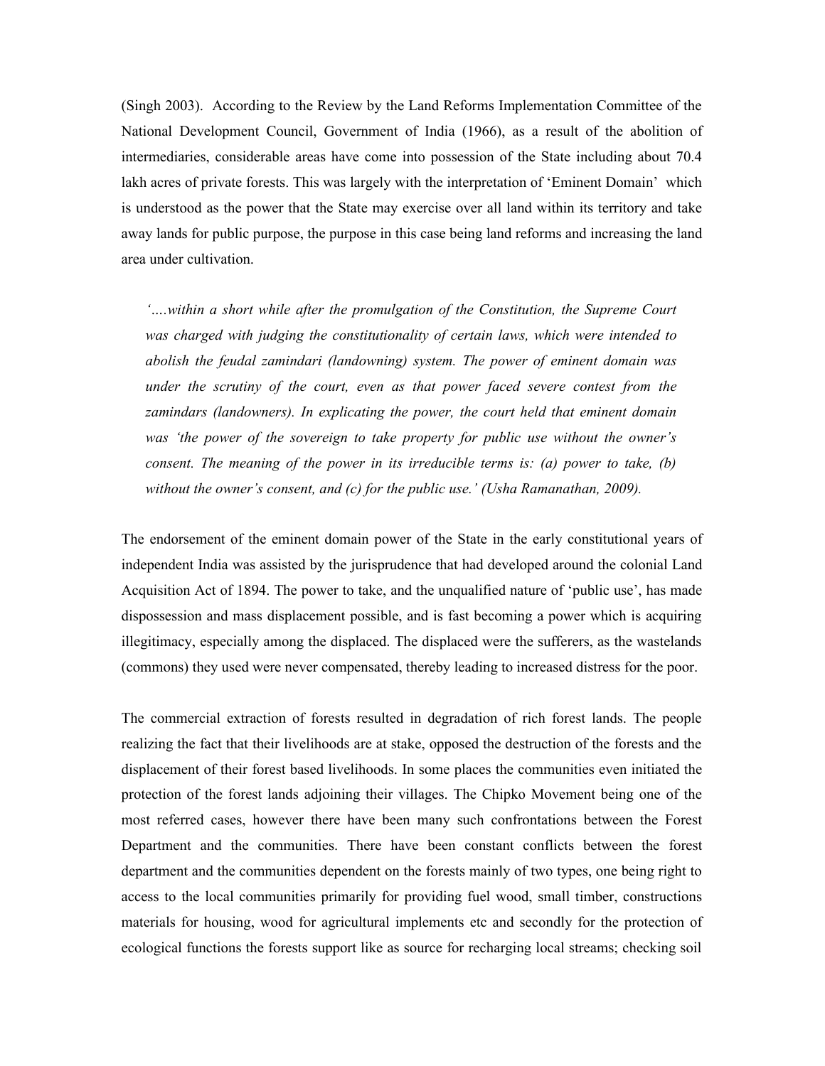(Singh 2003). According to the Review by the Land Reforms Implementation Committee of the National Development Council, Government of India (1966), as a result of the abolition of intermediaries, considerable areas have come into possession of the State including about 70.4 lakh acres of private forests. This was largely with the interpretation of 'Eminent Domain' which is understood as the power that the State may exercise over all land within its territory and take away lands for public purpose, the purpose in this case being land reforms and increasing the land area under cultivation.

> *'….within a short while after the promulgation of the Constitution, the Supreme Court was charged with judging the constitutionality of certain laws, which were intended to abolish the feudal zamindari (landowning) system. The power of eminent domain was under the scrutiny of the court, even as that power faced severe contest from the zamindars (landowners). In explicating the power, the court held that eminent domain was 'the power of the sovereign to take property for public use without the owner's consent. The meaning of the power in its irreducible terms is: (a) power to take, (b) without the owner's consent, and (c) for the public use.' (Usha Ramanathan, 2009).*

The endorsement of the eminent domain power of the State in the early constitutional years of independent India was assisted by the jurisprudence that had developed around the colonial Land Acquisition Act of 1894. The power to take, and the unqualified nature of 'public use', has made dispossession and mass displacement possible, and is fast becoming a power which is acquiring illegitimacy, especially among the displaced. The displaced were the sufferers, as the wastelands (commons) they used were never compensated, thereby leading to increased distress for the poor.

The commercial extraction of forests resulted in degradation of rich forest lands. The people realizing the fact that their livelihoods are at stake, opposed the destruction of the forests and the displacement of their forest based livelihoods. In some places the communities even initiated the protection of the forest lands adjoining their villages. The Chipko Movement being one of the most referred cases, however there have been many such confrontations between the Forest Department and the communities. There have been constant conflicts between the forest department and the communities dependent on the forests mainly of two types, one being right to access to the local communities primarily for providing fuel wood, small timber, constructions materials for housing, wood for agricultural implements etc and secondly for the protection of ecological functions the forests support like as source for recharging local streams; checking soil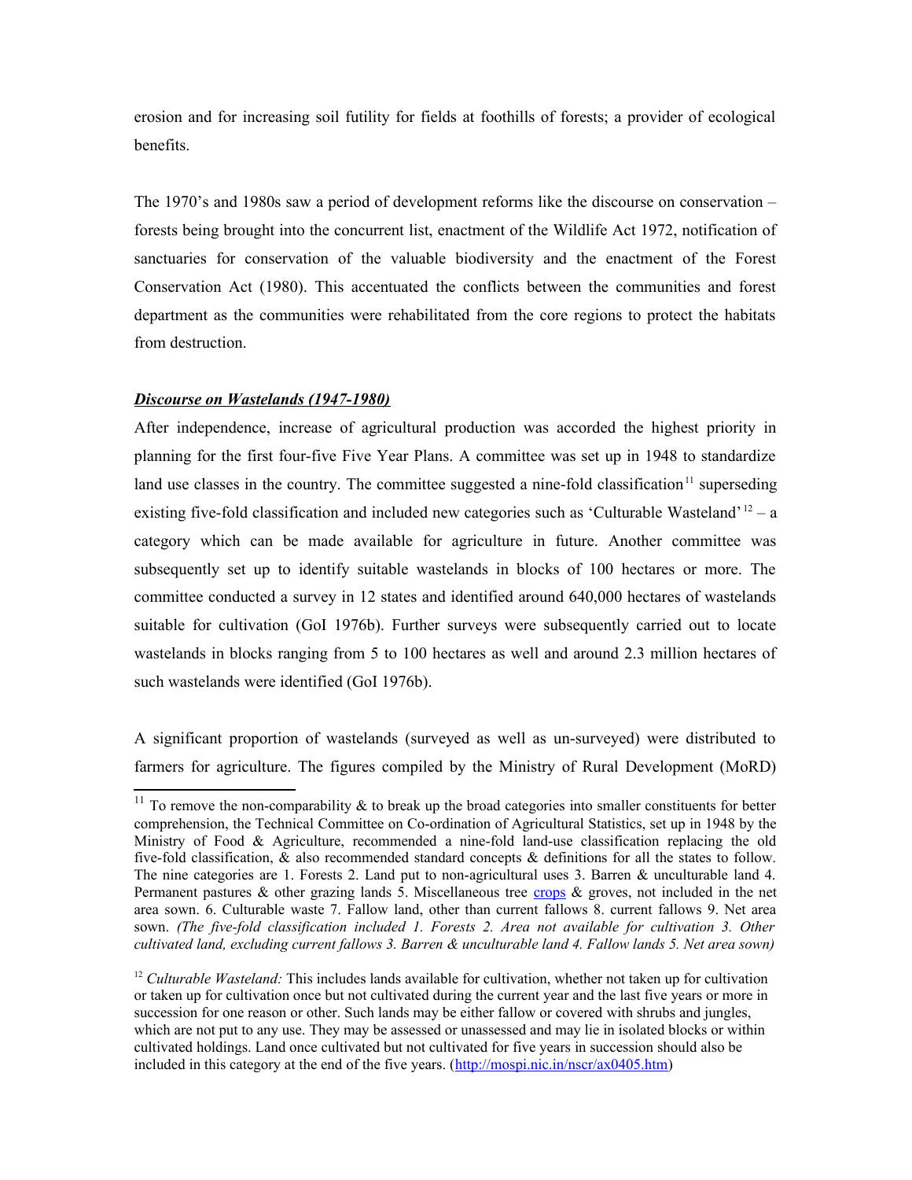erosion and for increasing soil futility for fields at foothills of forests; a provider of ecological benefits.

The 1970's and 1980s saw a period of development reforms like the discourse on conservation – forests being brought into the concurrent list, enactment of the Wildlife Act 1972, notification of sanctuaries for conservation of the valuable biodiversity and the enactment of the Forest Conservation Act (1980). This accentuated the conflicts between the communities and forest department as the communities were rehabilitated from the core regions to protect the habitats from destruction.

***Discourse on Wastelands (1947-1980)***

After independence, increase of agricultural production was accorded the highest priority in planning for the first four-five Five Year Plans. A committee was set up in 1948 to standardize land use classes in the country. The committee suggested a nine-fold classification[11] superseding existing five-fold classification and included new categories such as 'Culturable Wasteland'[12] – a category which can be made available for agriculture in future. Another committee was subsequently set up to identify suitable wastelands in blocks of 100 hectares or more. The committee conducted a survey in 12 states and identified around 640,000 hectares of wastelands suitable for cultivation (GoI 1976b). Further surveys were subsequently carried out to locate wastelands in blocks ranging from 5 to 100 hectares as well and around 2.3 million hectares of such wastelands were identified (GoI 1976b).

A significant proportion of wastelands (surveyed as well as un-surveyed) were distributed to farmers for agriculture. The figures compiled by the Ministry of Rural Development (MoRD)

---

[11] To remove the non-comparability & to break up the broad categories into smaller constituents for better comprehension, the Technical Committee on Co-ordination of Agricultural Statistics, set up in 1948 by the Ministry of Food & Agriculture, recommended a nine-fold land-use classification replacing the old five-fold classification, & also recommended standard concepts & definitions for all the states to follow. The nine categories are 1. Forests 2. Land put to non-agricultural uses 3. Barren & unculturable land 4. Permanent pastures & other grazing lands 5. Miscellaneous tree crops & groves, not included in the net area sown. 6. Culturable waste 7. Fallow land, other than current fallows 8. current fallows 9. Net area sown. *(The five-fold classification included 1. Forests 2. Area not available for cultivation 3. Other cultivated land, excluding current fallows 3. Barren & unculturable land 4. Fallow lands 5. Net area sown)*

[12] *Culturable Wasteland:* This includes lands available for cultivation, whether not taken up for cultivation or taken up for cultivation once but not cultivated during the current year and the last five years or more in succession for one reason or other. Such lands may be either fallow or covered with shrubs and jungles, which are not put to any use. They may be assessed or unassessed and may lie in isolated blocks or within cultivated holdings. Land once cultivated but not cultivated for five years in succession should also be included in this category at the end of the five years. (http://mospi.nic.in/nscr/ax0405.htm)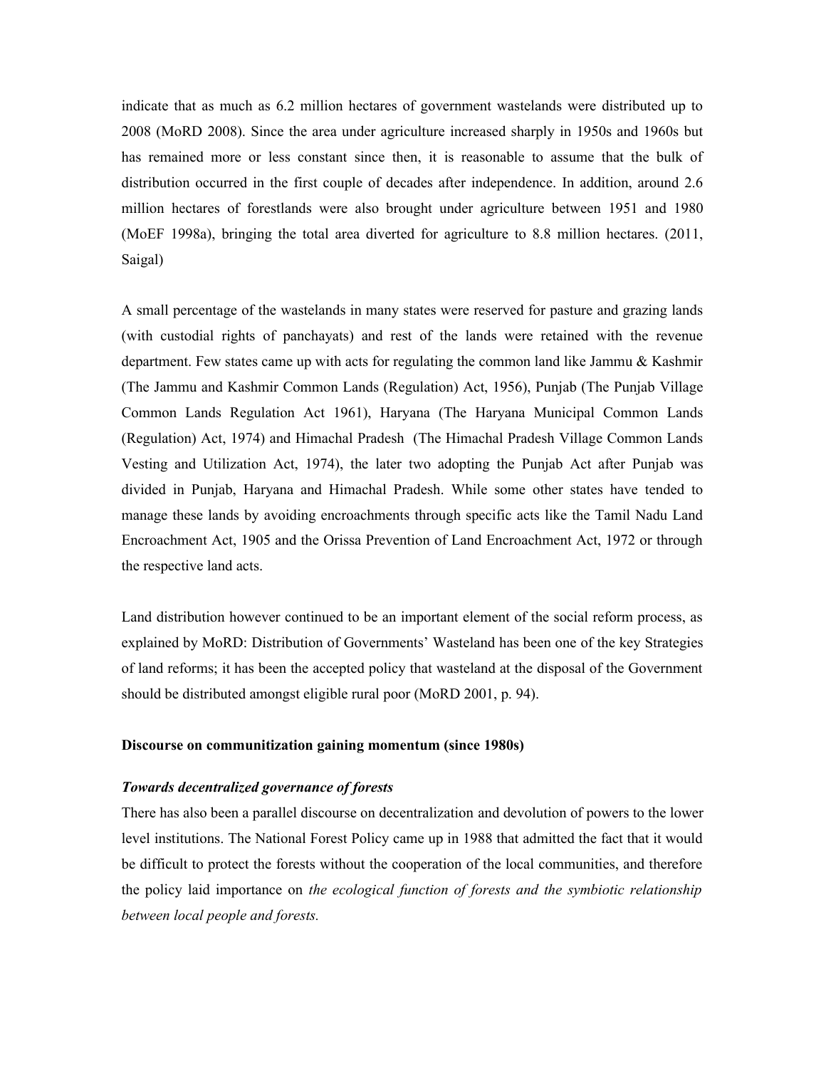indicate that as much as 6.2 million hectares of government wastelands were distributed up to 2008 (MoRD 2008). Since the area under agriculture increased sharply in 1950s and 1960s but has remained more or less constant since then, it is reasonable to assume that the bulk of distribution occurred in the first couple of decades after independence. In addition, around 2.6 million hectares of forestlands were also brought under agriculture between 1951 and 1980 (MoEF 1998a), bringing the total area diverted for agriculture to 8.8 million hectares. (2011, Saigal)

A small percentage of the wastelands in many states were reserved for pasture and grazing lands (with custodial rights of panchayats) and rest of the lands were retained with the revenue department. Few states came up with acts for regulating the common land like Jammu & Kashmir (The Jammu and Kashmir Common Lands (Regulation) Act, 1956), Punjab (The Punjab Village Common Lands Regulation Act 1961), Haryana (The Haryana Municipal Common Lands (Regulation) Act, 1974) and Himachal Pradesh (The Himachal Pradesh Village Common Lands Vesting and Utilization Act, 1974), the later two adopting the Punjab Act after Punjab was divided in Punjab, Haryana and Himachal Pradesh. While some other states have tended to manage these lands by avoiding encroachments through specific acts like the Tamil Nadu Land Encroachment Act, 1905 and the Orissa Prevention of Land Encroachment Act, 1972 or through the respective land acts.

Land distribution however continued to be an important element of the social reform process, as explained by MoRD: Distribution of Governments' Wasteland has been one of the key Strategies of land reforms; it has been the accepted policy that wasteland at the disposal of the Government should be distributed amongst eligible rural poor (MoRD 2001, p. 94).

**Discourse on communitization gaining momentum (since 1980s)**

***Towards decentralized governance of forests***

There has also been a parallel discourse on decentralization and devolution of powers to the lower level institutions. The National Forest Policy came up in 1988 that admitted the fact that it would be difficult to protect the forests without the cooperation of the local communities, and therefore the policy laid importance on *the ecological function of forests and the symbiotic relationship between local people and forests.*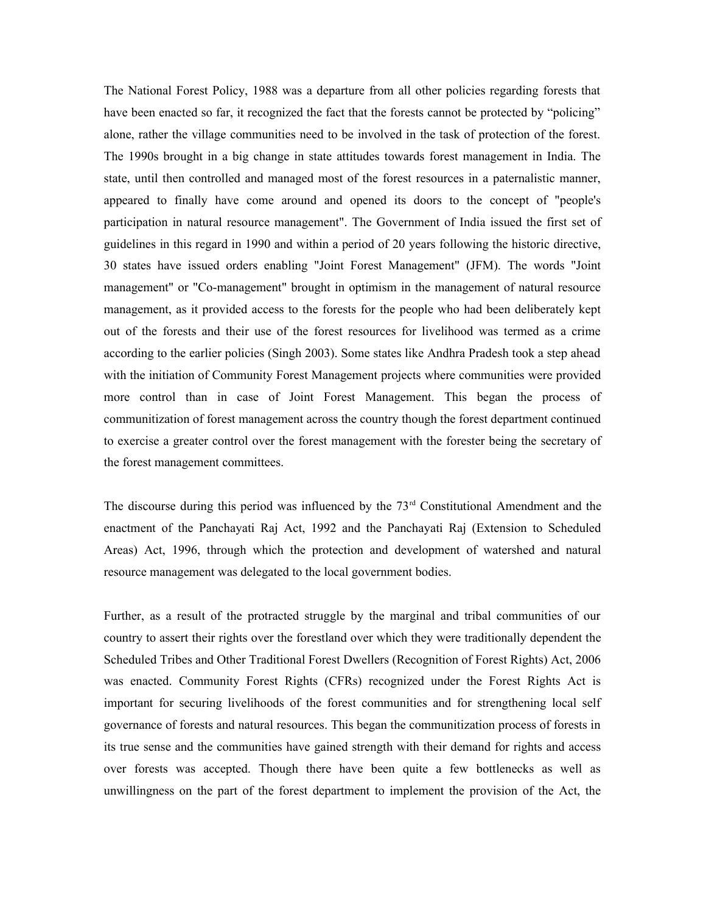The National Forest Policy, 1988 was a departure from all other policies regarding forests that have been enacted so far, it recognized the fact that the forests cannot be protected by "policing" alone, rather the village communities need to be involved in the task of protection of the forest. The 1990s brought in a big change in state attitudes towards forest management in India. The state, until then controlled and managed most of the forest resources in a paternalistic manner, appeared to finally have come around and opened its doors to the concept of "people's participation in natural resource management". The Government of India issued the first set of guidelines in this regard in 1990 and within a period of 20 years following the historic directive, 30 states have issued orders enabling "Joint Forest Management" (JFM). The words "Joint management" or "Co-management" brought in optimism in the management of natural resource management, as it provided access to the forests for the people who had been deliberately kept out of the forests and their use of the forest resources for livelihood was termed as a crime according to the earlier policies (Singh 2003). Some states like Andhra Pradesh took a step ahead with the initiation of Community Forest Management projects where communities were provided more control than in case of Joint Forest Management. This began the process of communitization of forest management across the country though the forest department continued to exercise a greater control over the forest management with the forester being the secretary of the forest management committees.

The discourse during this period was influenced by the 73rd Constitutional Amendment and the enactment of the Panchayati Raj Act, 1992 and the Panchayati Raj (Extension to Scheduled Areas) Act, 1996, through which the protection and development of watershed and natural resource management was delegated to the local government bodies.

Further, as a result of the protracted struggle by the marginal and tribal communities of our country to assert their rights over the forestland over which they were traditionally dependent the Scheduled Tribes and Other Traditional Forest Dwellers (Recognition of Forest Rights) Act, 2006 was enacted. Community Forest Rights (CFRs) recognized under the Forest Rights Act is important for securing livelihoods of the forest communities and for strengthening local self governance of forests and natural resources. This began the communitization process of forests in its true sense and the communities have gained strength with their demand for rights and access over forests was accepted. Though there have been quite a few bottlenecks as well as unwillingness on the part of the forest department to implement the provision of the Act, the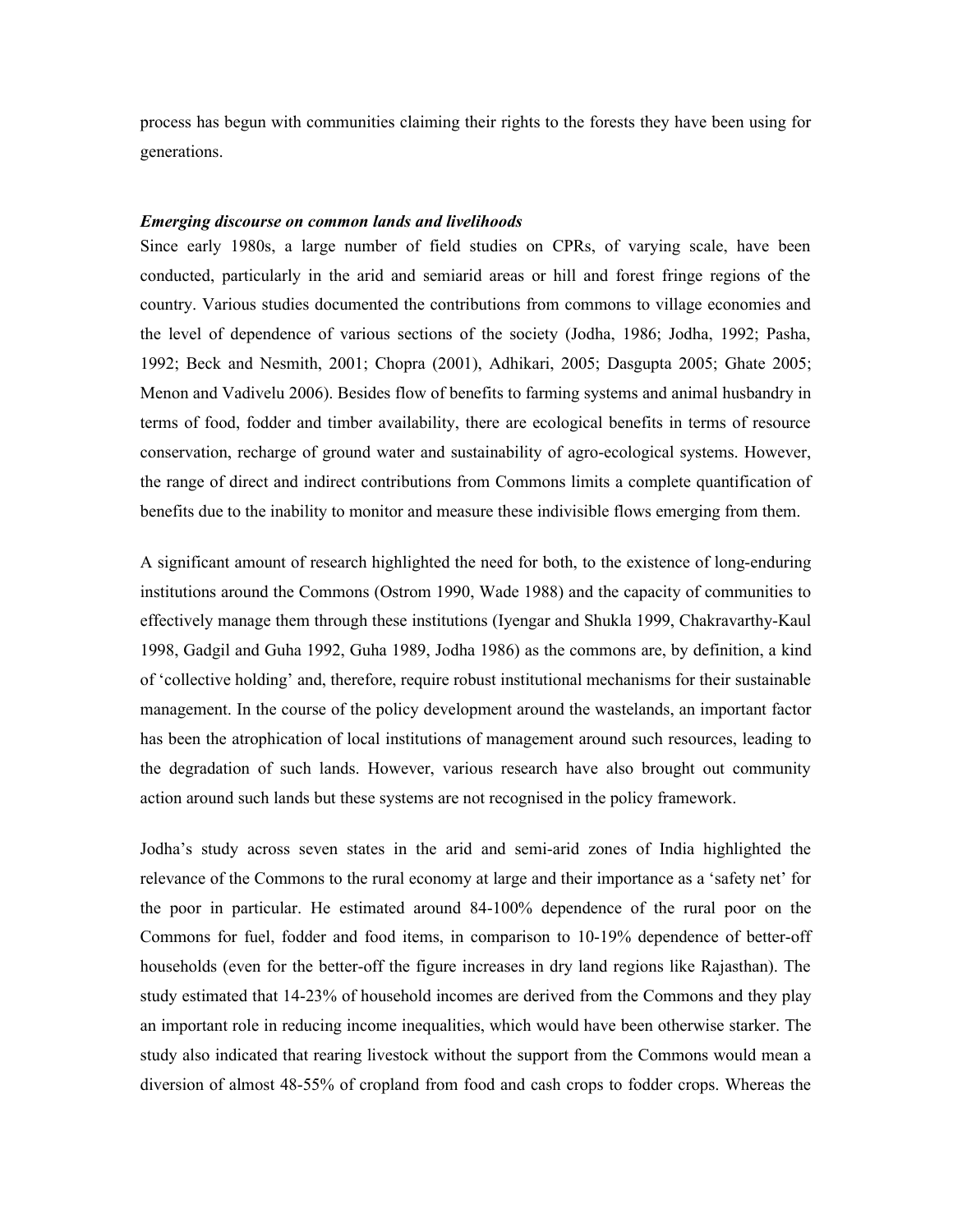process has begun with communities claiming their rights to the forests they have been using for generations.

***Emerging discourse on common lands and livelihoods***

Since early 1980s, a large number of field studies on CPRs, of varying scale, have been conducted, particularly in the arid and semiarid areas or hill and forest fringe regions of the country. Various studies documented the contributions from commons to village economies and the level of dependence of various sections of the society (Jodha, 1986; Jodha, 1992; Pasha, 1992; Beck and Nesmith, 2001; Chopra (2001), Adhikari, 2005; Dasgupta 2005; Ghate 2005; Menon and Vadivelu 2006). Besides flow of benefits to farming systems and animal husbandry in terms of food, fodder and timber availability, there are ecological benefits in terms of resource conservation, recharge of ground water and sustainability of agro-ecological systems. However, the range of direct and indirect contributions from Commons limits a complete quantification of benefits due to the inability to monitor and measure these indivisible flows emerging from them.

A significant amount of research highlighted the need for both, to the existence of long-enduring institutions around the Commons (Ostrom 1990, Wade 1988) and the capacity of communities to effectively manage them through these institutions (Iyengar and Shukla 1999, Chakravarthy-Kaul 1998, Gadgil and Guha 1992, Guha 1989, Jodha 1986) as the commons are, by definition, a kind of 'collective holding' and, therefore, require robust institutional mechanisms for their sustainable management. In the course of the policy development around the wastelands, an important factor has been the atrophication of local institutions of management around such resources, leading to the degradation of such lands. However, various research have also brought out community action around such lands but these systems are not recognised in the policy framework.

Jodha's study across seven states in the arid and semi-arid zones of India highlighted the relevance of the Commons to the rural economy at large and their importance as a 'safety net' for the poor in particular. He estimated around 84-100% dependence of the rural poor on the Commons for fuel, fodder and food items, in comparison to 10-19% dependence of better-off households (even for the better-off the figure increases in dry land regions like Rajasthan). The study estimated that 14-23% of household incomes are derived from the Commons and they play an important role in reducing income inequalities, which would have been otherwise starker. The study also indicated that rearing livestock without the support from the Commons would mean a diversion of almost 48-55% of cropland from food and cash crops to fodder crops. Whereas the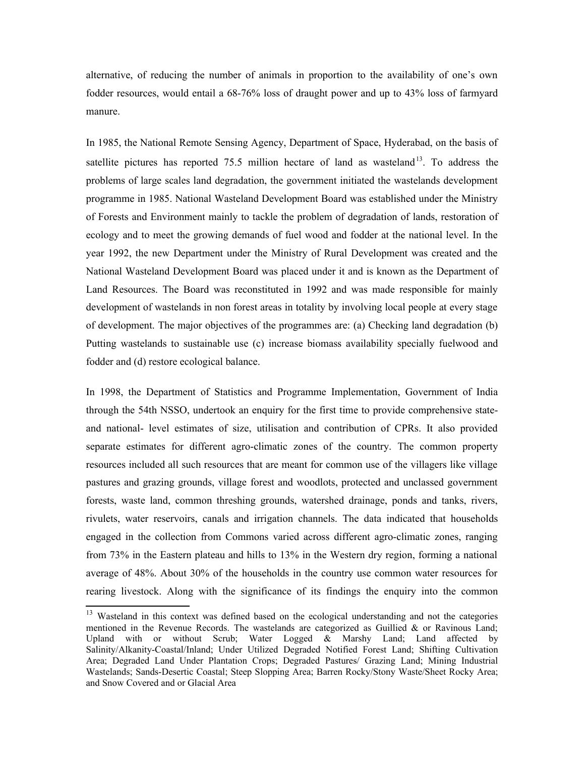alternative, of reducing the number of animals in proportion to the availability of one's own fodder resources, would entail a 68-76% loss of draught power and up to 43% loss of farmyard manure.

In 1985, the National Remote Sensing Agency, Department of Space, Hyderabad, on the basis of satellite pictures has reported 75.5 million hectare of land as wasteland[13]. To address the problems of large scales land degradation, the government initiated the wastelands development programme in 1985. National Wasteland Development Board was established under the Ministry of Forests and Environment mainly to tackle the problem of degradation of lands, restoration of ecology and to meet the growing demands of fuel wood and fodder at the national level. In the year 1992, the new Department under the Ministry of Rural Development was created and the National Wasteland Development Board was placed under it and is known as the Department of Land Resources. The Board was reconstituted in 1992 and was made responsible for mainly development of wastelands in non forest areas in totality by involving local people at every stage of development. The major objectives of the programmes are: (a) Checking land degradation (b) Putting wastelands to sustainable use (c) increase biomass availability specially fuelwood and fodder and (d) restore ecological balance.

In 1998, the Department of Statistics and Programme Implementation, Government of India through the 54th NSSO, undertook an enquiry for the first time to provide comprehensive state- and national- level estimates of size, utilisation and contribution of CPRs. It also provided separate estimates for different agro-climatic zones of the country. The common property resources included all such resources that are meant for common use of the villagers like village pastures and grazing grounds, village forest and woodlots, protected and unclassed government forests, waste land, common threshing grounds, watershed drainage, ponds and tanks, rivers, rivulets, water reservoirs, canals and irrigation channels. The data indicated that households engaged in the collection from Commons varied across different agro-climatic zones, ranging from 73% in the Eastern plateau and hills to 13% in the Western dry region, forming a national average of 48%. About 30% of the households in the country use common water resources for rearing livestock. Along with the significance of its findings the enquiry into the common

---

[13] Wasteland in this context was defined based on the ecological understanding and not the categories mentioned in the Revenue Records. The wastelands are categorized as Guillied & or Ravinous Land; Upland with or without Scrub; Water Logged & Marshy Land; Land affected by Salinity/Alkanity-Coastal/Inland; Under Utilized Degraded Notified Forest Land; Shifting Cultivation Area; Degraded Land Under Plantation Crops; Degraded Pastures/ Grazing Land; Mining Industrial Wastelands; Sands-Desertic Coastal; Steep Slopping Area; Barren Rocky/Stony Waste/Sheet Rocky Area; and Snow Covered and or Glacial Area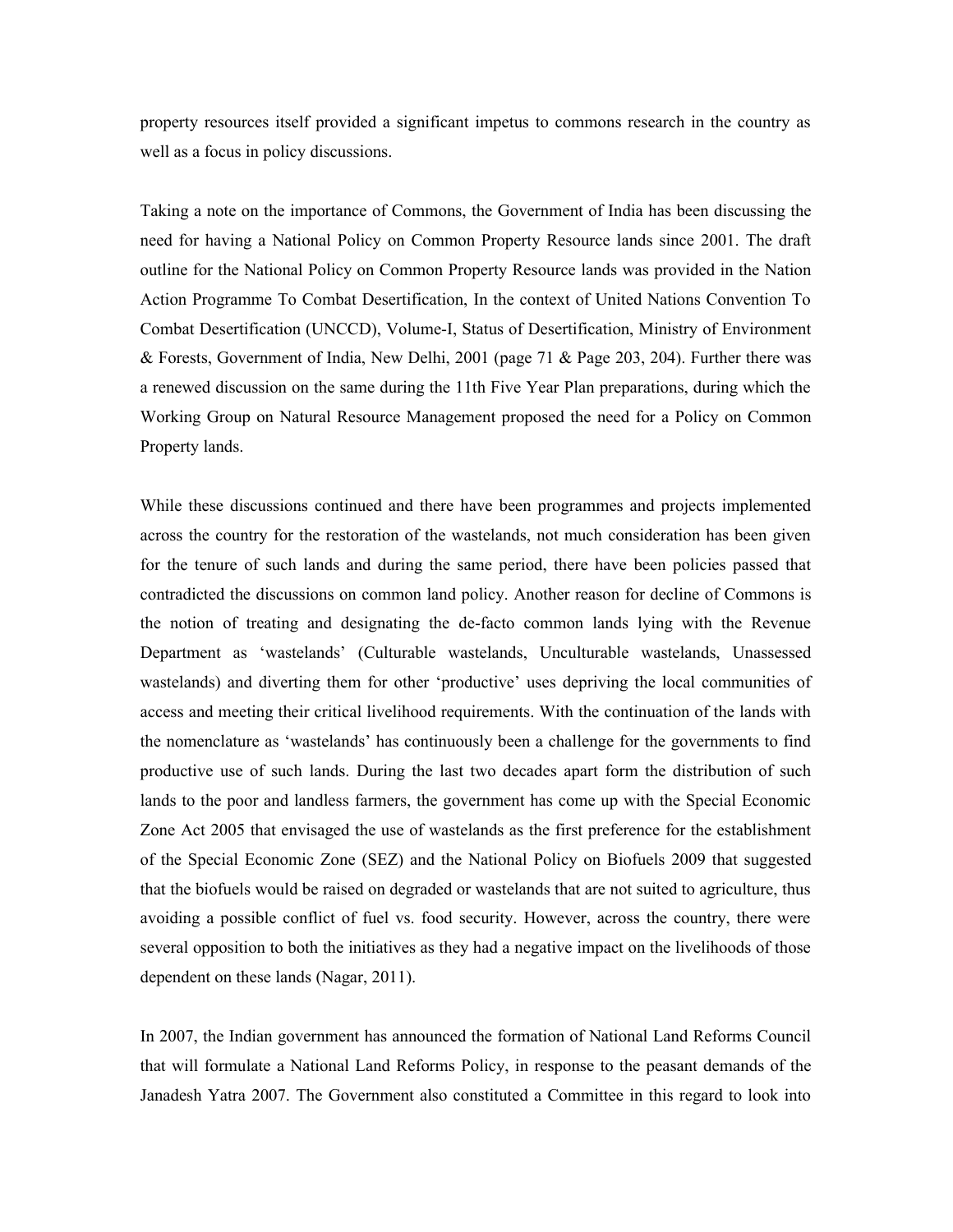property resources itself provided a significant impetus to commons research in the country as well as a focus in policy discussions.

Taking a note on the importance of Commons, the Government of India has been discussing the need for having a National Policy on Common Property Resource lands since 2001. The draft outline for the National Policy on Common Property Resource lands was provided in the Nation Action Programme To Combat Desertification, In the context of United Nations Convention To Combat Desertification (UNCCD), Volume-I, Status of Desertification, Ministry of Environment & Forests, Government of India, New Delhi, 2001 (page 71 & Page 203, 204). Further there was a renewed discussion on the same during the 11th Five Year Plan preparations, during which the Working Group on Natural Resource Management proposed the need for a Policy on Common Property lands.

While these discussions continued and there have been programmes and projects implemented across the country for the restoration of the wastelands, not much consideration has been given for the tenure of such lands and during the same period, there have been policies passed that contradicted the discussions on common land policy. Another reason for decline of Commons is the notion of treating and designating the de-facto common lands lying with the Revenue Department as 'wastelands' (Culturable wastelands, Unculturable wastelands, Unassessed wastelands) and diverting them for other 'productive' uses depriving the local communities of access and meeting their critical livelihood requirements. With the continuation of the lands with the nomenclature as 'wastelands' has continuously been a challenge for the governments to find productive use of such lands. During the last two decades apart form the distribution of such lands to the poor and landless farmers, the government has come up with the Special Economic Zone Act 2005 that envisaged the use of wastelands as the first preference for the establishment of the Special Economic Zone (SEZ) and the National Policy on Biofuels 2009 that suggested that the biofuels would be raised on degraded or wastelands that are not suited to agriculture, thus avoiding a possible conflict of fuel vs. food security. However, across the country, there were several opposition to both the initiatives as they had a negative impact on the livelihoods of those dependent on these lands (Nagar, 2011).

In 2007, the Indian government has announced the formation of National Land Reforms Council that will formulate a National Land Reforms Policy, in response to the peasant demands of the Janadesh Yatra 2007. The Government also constituted a Committee in this regard to look into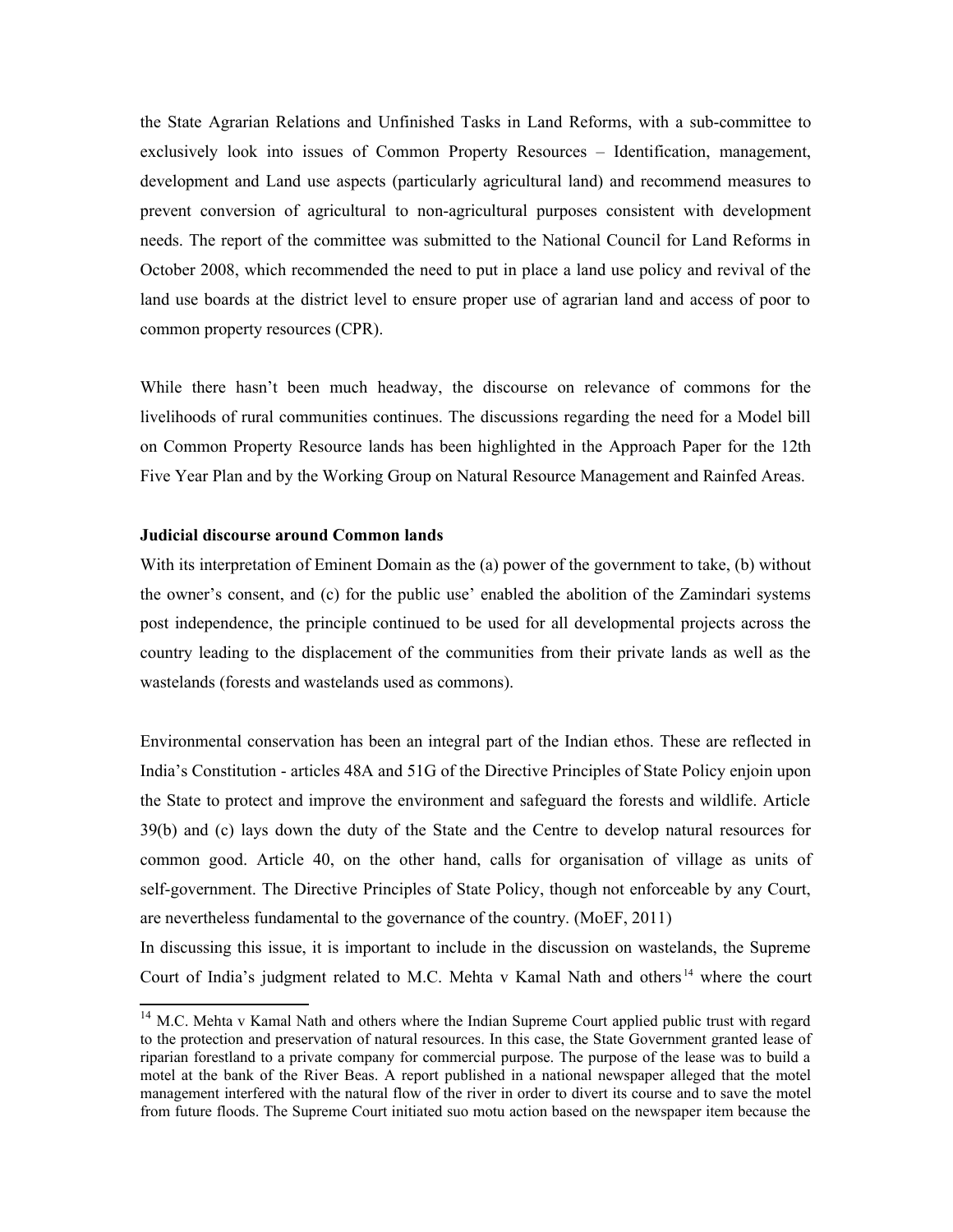the State Agrarian Relations and Unfinished Tasks in Land Reforms, with a sub-committee to exclusively look into issues of Common Property Resources – Identification, management, development and Land use aspects (particularly agricultural land) and recommend measures to prevent conversion of agricultural to non-agricultural purposes consistent with development needs. The report of the committee was submitted to the National Council for Land Reforms in October 2008, which recommended the need to put in place a land use policy and revival of the land use boards at the district level to ensure proper use of agrarian land and access of poor to common property resources (CPR).

While there hasn't been much headway, the discourse on relevance of commons for the livelihoods of rural communities continues. The discussions regarding the need for a Model bill on Common Property Resource lands has been highlighted in the Approach Paper for the 12th Five Year Plan and by the Working Group on Natural Resource Management and Rainfed Areas.

**Judicial discourse around Common lands**

With its interpretation of Eminent Domain as the (a) power of the government to take, (b) without the owner's consent, and (c) for the public use' enabled the abolition of the Zamindari systems post independence, the principle continued to be used for all developmental projects across the country leading to the displacement of the communities from their private lands as well as the wastelands (forests and wastelands used as commons).

Environmental conservation has been an integral part of the Indian ethos. These are reflected in India's Constitution - articles 48A and 51G of the Directive Principles of State Policy enjoin upon the State to protect and improve the environment and safeguard the forests and wildlife. Article 39(b) and (c) lays down the duty of the State and the Centre to develop natural resources for common good. Article 40, on the other hand, calls for organisation of village as units of self-government. The Directive Principles of State Policy, though not enforceable by any Court, are nevertheless fundamental to the governance of the country. (MoEF, 2011)

In discussing this issue, it is important to include in the discussion on wastelands, the Supreme Court of India's judgment related to M.C. Mehta v Kamal Nath and others[14] where the court

[14] M.C. Mehta v Kamal Nath and others where the Indian Supreme Court applied public trust with regard to the protection and preservation of natural resources. In this case, the State Government granted lease of riparian forestland to a private company for commercial purpose. The purpose of the lease was to build a motel at the bank of the River Beas. A report published in a national newspaper alleged that the motel management interfered with the natural flow of the river in order to divert its course and to save the motel from future floods. The Supreme Court initiated suo motu action based on the newspaper item because the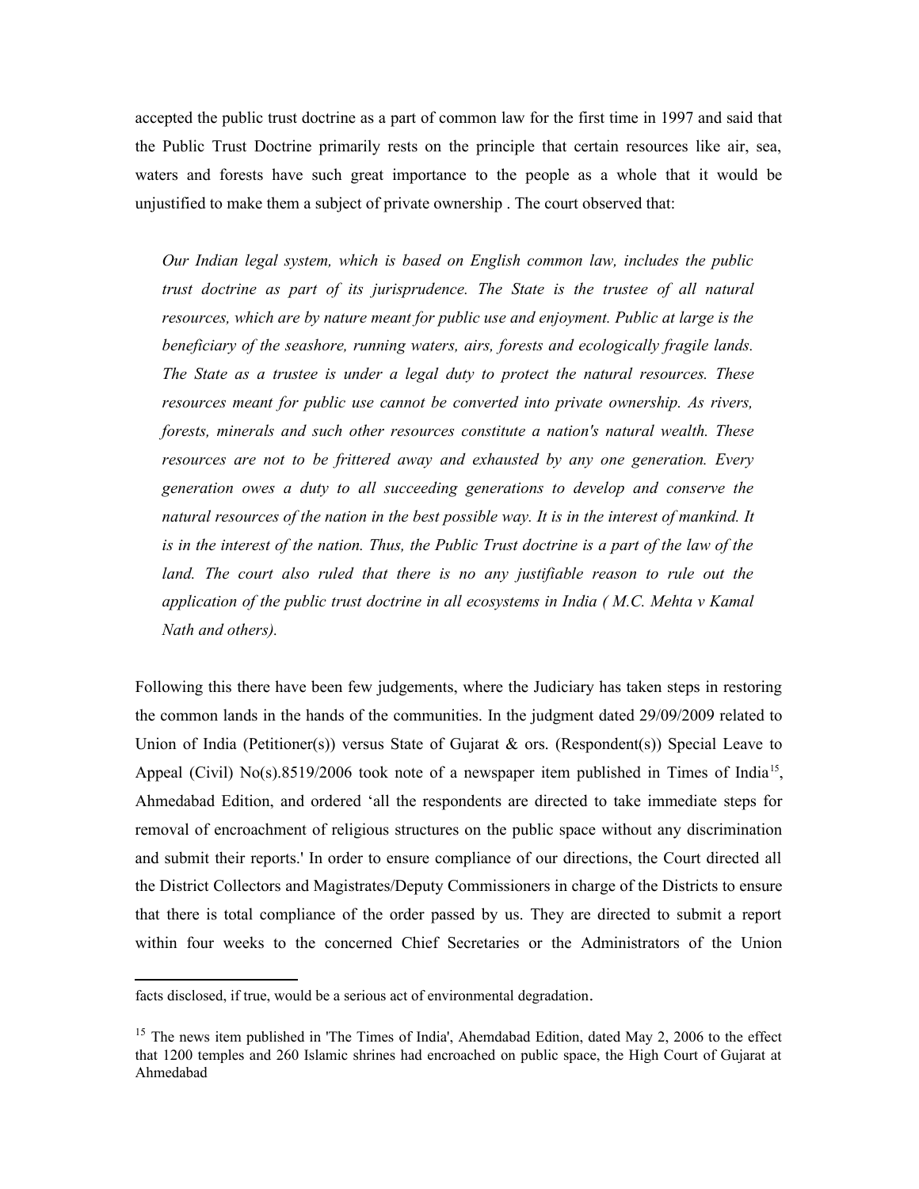accepted the public trust doctrine as a part of common law for the first time in 1997 and said that the Public Trust Doctrine primarily rests on the principle that certain resources like air, sea, waters and forests have such great importance to the people as a whole that it would be unjustified to make them a subject of private ownership . The court observed that:

> *Our Indian legal system, which is based on English common law, includes the public trust doctrine as part of its jurisprudence. The State is the trustee of all natural resources, which are by nature meant for public use and enjoyment. Public at large is the beneficiary of the seashore, running waters, airs, forests and ecologically fragile lands. The State as a trustee is under a legal duty to protect the natural resources. These resources meant for public use cannot be converted into private ownership. As rivers, forests, minerals and such other resources constitute a nation's natural wealth. These resources are not to be frittered away and exhausted by any one generation. Every generation owes a duty to all succeeding generations to develop and conserve the natural resources of the nation in the best possible way. It is in the interest of mankind. It is in the interest of the nation. Thus, the Public Trust doctrine is a part of the law of the land. The court also ruled that there is no any justifiable reason to rule out the application of the public trust doctrine in all ecosystems in India ( M.C. Mehta v Kamal Nath and others).*

Following this there have been few judgements, where the Judiciary has taken steps in restoring the common lands in the hands of the communities. In the judgment dated 29/09/2009 related to Union of India (Petitioner(s)) versus State of Gujarat & ors. (Respondent(s)) Special Leave to Appeal (Civil) No(s).8519/2006 took note of a newspaper item published in Times of India[15], Ahmedabad Edition, and ordered 'all the respondents are directed to take immediate steps for removal of encroachment of religious structures on the public space without any discrimination and submit their reports.' In order to ensure compliance of our directions, the Court directed all the District Collectors and Magistrates/Deputy Commissioners in charge of the Districts to ensure that there is total compliance of the order passed by us. They are directed to submit a report within four weeks to the concerned Chief Secretaries or the Administrators of the Union

---

facts disclosed, if true, would be a serious act of environmental degradation.

[15] The news item published in 'The Times of India', Ahemdabad Edition, dated May 2, 2006 to the effect that 1200 temples and 260 Islamic shrines had encroached on public space, the High Court of Gujarat at Ahmedabad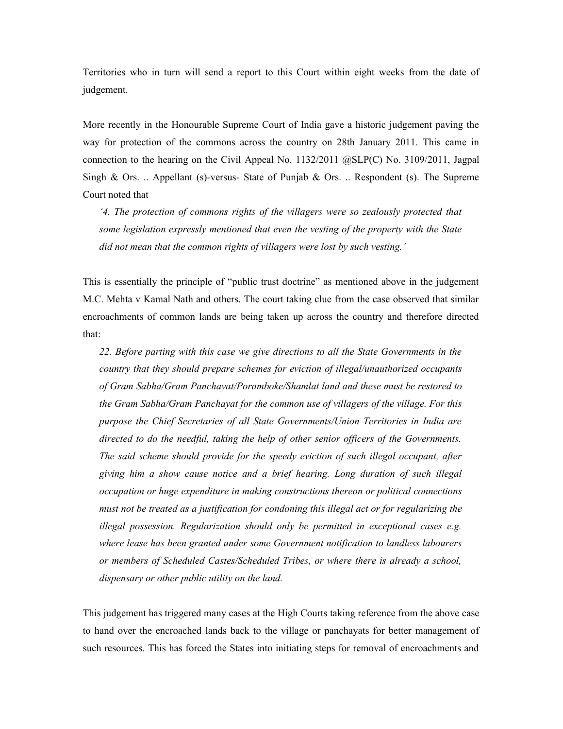Territories who in turn will send a report to this Court within eight weeks from the date of judgement.

More recently in the Honourable Supreme Court of India gave a historic judgement paving the way for protection of the commons across the country on 28th January 2011. This came in connection to the hearing on the Civil Appeal No. 1132/2011 @SLP(C) No. 3109/2011, Jagpal Singh & Ors. .. Appellant (s)-versus- State of Punjab & Ors. .. Respondent (s). The Supreme Court noted that

> *'4. The protection of commons rights of the villagers were so zealously protected that some legislation expressly mentioned that even the vesting of the property with the State did not mean that the common rights of villagers were lost by such vesting.'*

This is essentially the principle of "public trust doctrine" as mentioned above in the judgement M.C. Mehta v Kamal Nath and others. The court taking clue from the case observed that similar encroachments of common lands are being taken up across the country and therefore directed that:

> *22. Before parting with this case we give directions to all the State Governments in the country that they should prepare schemes for eviction of illegal/unauthorized occupants of Gram Sabha/Gram Panchayat/Poramboke/Shamlat land and these must be restored to the Gram Sabha/Gram Panchayat for the common use of villagers of the village. For this purpose the Chief Secretaries of all State Governments/Union Territories in India are directed to do the needful, taking the help of other senior officers of the Governments. The said scheme should provide for the speedy eviction of such illegal occupant, after giving him a show cause notice and a brief hearing. Long duration of such illegal occupation or huge expenditure in making constructions thereon or political connections must not be treated as a justification for condoning this illegal act or for regularizing the illegal possession. Regularization should only be permitted in exceptional cases e.g. where lease has been granted under some Government notification to landless labourers or members of Scheduled Castes/Scheduled Tribes, or where there is already a school, dispensary or other public utility on the land.*

This judgement has triggered many cases at the High Courts taking reference from the above case to hand over the encroached lands back to the village or panchayats for better management of such resources. This has forced the States into initiating steps for removal of encroachments and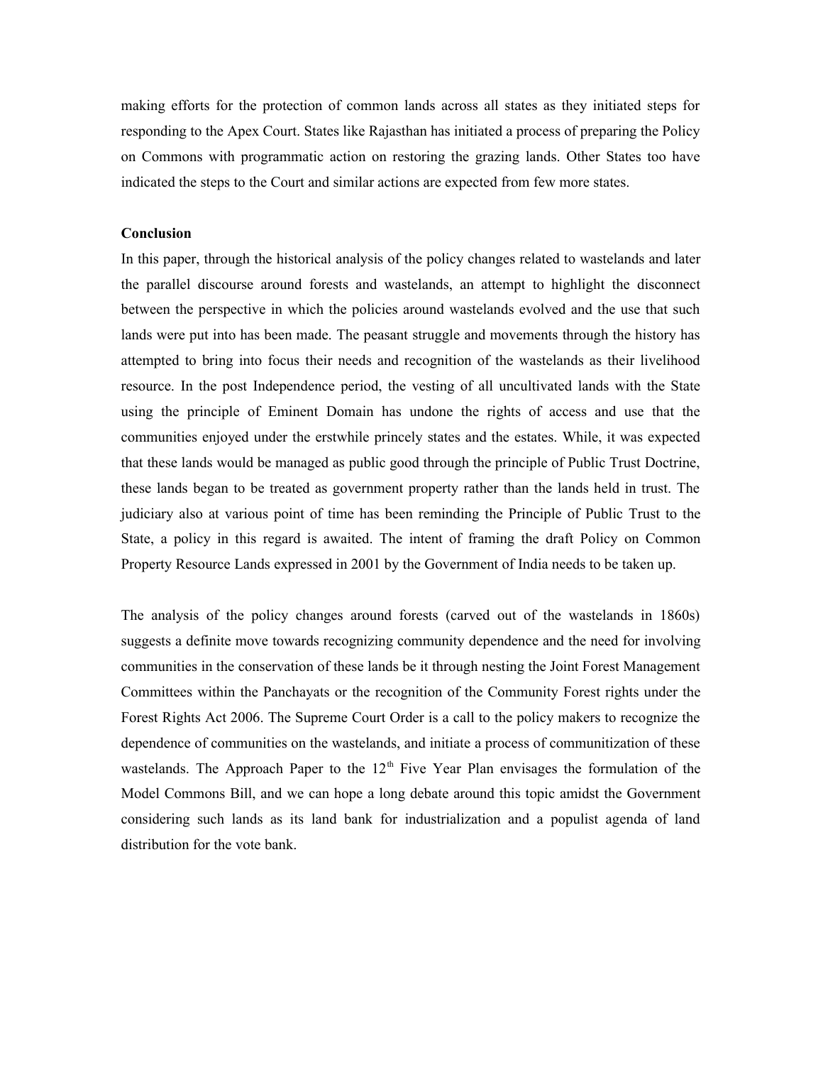making efforts for the protection of common lands across all states as they initiated steps for responding to the Apex Court. States like Rajasthan has initiated a process of preparing the Policy on Commons with programmatic action on restoring the grazing lands. Other States too have indicated the steps to the Court and similar actions are expected from few more states.

**Conclusion**

In this paper, through the historical analysis of the policy changes related to wastelands and later the parallel discourse around forests and wastelands, an attempt to highlight the disconnect between the perspective in which the policies around wastelands evolved and the use that such lands were put into has been made. The peasant struggle and movements through the history has attempted to bring into focus their needs and recognition of the wastelands as their livelihood resource. In the post Independence period, the vesting of all uncultivated lands with the State using the principle of Eminent Domain has undone the rights of access and use that the communities enjoyed under the erstwhile princely states and the estates. While, it was expected that these lands would be managed as public good through the principle of Public Trust Doctrine, these lands began to be treated as government property rather than the lands held in trust. The judiciary also at various point of time has been reminding the Principle of Public Trust to the State, a policy in this regard is awaited. The intent of framing the draft Policy on Common Property Resource Lands expressed in 2001 by the Government of India needs to be taken up.

The analysis of the policy changes around forests (carved out of the wastelands in 1860s) suggests a definite move towards recognizing community dependence and the need for involving communities in the conservation of these lands be it through nesting the Joint Forest Management Committees within the Panchayats or the recognition of the Community Forest rights under the Forest Rights Act 2006. The Supreme Court Order is a call to the policy makers to recognize the dependence of communities on the wastelands, and initiate a process of communitization of these wastelands. The Approach Paper to the 12th Five Year Plan envisages the formulation of the Model Commons Bill, and we can hope a long debate around this topic amidst the Government considering such lands as its land bank for industrialization and a populist agenda of land distribution for the vote bank.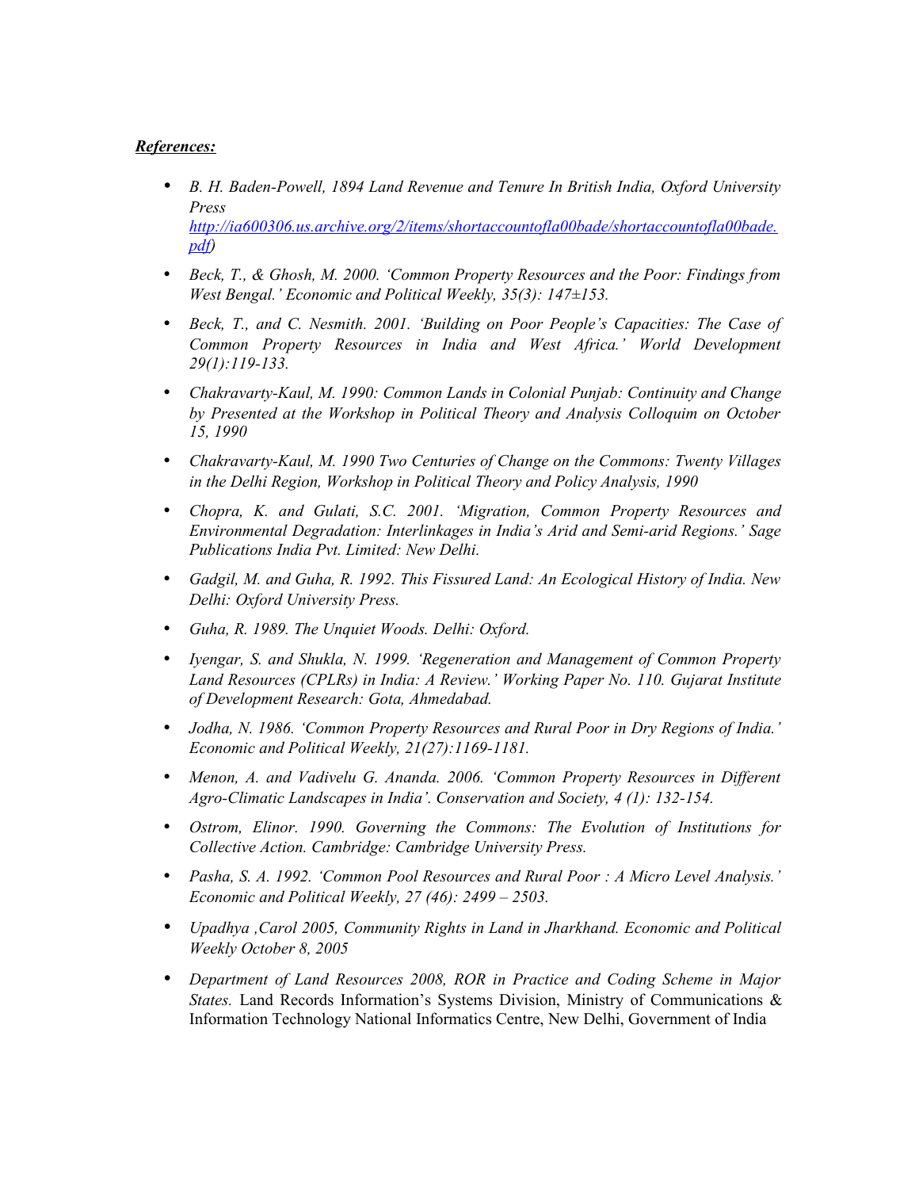***References:***

- *B. H. Baden-Powell, 1894 Land Revenue and Tenure In British India, Oxford University Press [http://ia600306.us.archive.org/2/items/shortaccountofla00bade/shortaccountofla00bade.pdf](http://ia600306.us.archive.org/2/items/shortaccountofla00bade/shortaccountofla00bade.pdf))*
- *Beck, T., & Ghosh, M. 2000. 'Common Property Resources and the Poor: Findings from West Bengal.' Economic and Political Weekly, 35(3): 147±153.*
- *Beck, T., and C. Nesmith. 2001. 'Building on Poor People's Capacities: The Case of Common Property Resources in India and West Africa.' World Development 29(1):119-133.*
- *Chakravarty-Kaul, M. 1990: Common Lands in Colonial Punjab: Continuity and Change by Presented at the Workshop in Political Theory and Analysis Colloquim on October 15, 1990*
- *Chakravarty-Kaul, M. 1990 Two Centuries of Change on the Commons: Twenty Villages in the Delhi Region, Workshop in Political Theory and Policy Analysis, 1990*
- *Chopra, K. and Gulati, S.C. 2001. 'Migration, Common Property Resources and Environmental Degradation: Interlinkages in India's Arid and Semi-arid Regions.' Sage Publications India Pvt. Limited: New Delhi.*
- *Gadgil, M. and Guha, R. 1992. This Fissured Land: An Ecological History of India. New Delhi: Oxford University Press.*
- *Guha, R. 1989. The Unquiet Woods. Delhi: Oxford.*
- *Iyengar, S. and Shukla, N. 1999. 'Regeneration and Management of Common Property Land Resources (CPLRs) in India: A Review.' Working Paper No. 110. Gujarat Institute of Development Research: Gota, Ahmedabad.*
- *Jodha, N. 1986. 'Common Property Resources and Rural Poor in Dry Regions of India.' Economic and Political Weekly, 21(27):1169-1181.*
- *Menon, A. and Vadivelu G. Ananda. 2006. 'Common Property Resources in Different Agro-Climatic Landscapes in India'. Conservation and Society, 4 (1): 132-154.*
- *Ostrom, Elinor. 1990. Governing the Commons: The Evolution of Institutions for Collective Action. Cambridge: Cambridge University Press.*
- *Pasha, S. A. 1992. 'Common Pool Resources and Rural Poor : A Micro Level Analysis.' Economic and Political Weekly, 27 (46): 2499 – 2503.*
- *Upadhya ,Carol 2005, Community Rights in Land in Jharkhand. Economic and Political Weekly October 8, 2005*
- *Department of Land Resources 2008, ROR in Practice and Coding Scheme in Major States.* Land Records Information's Systems Division, Ministry of Communications & Information Technology National Informatics Centre, New Delhi, Government of India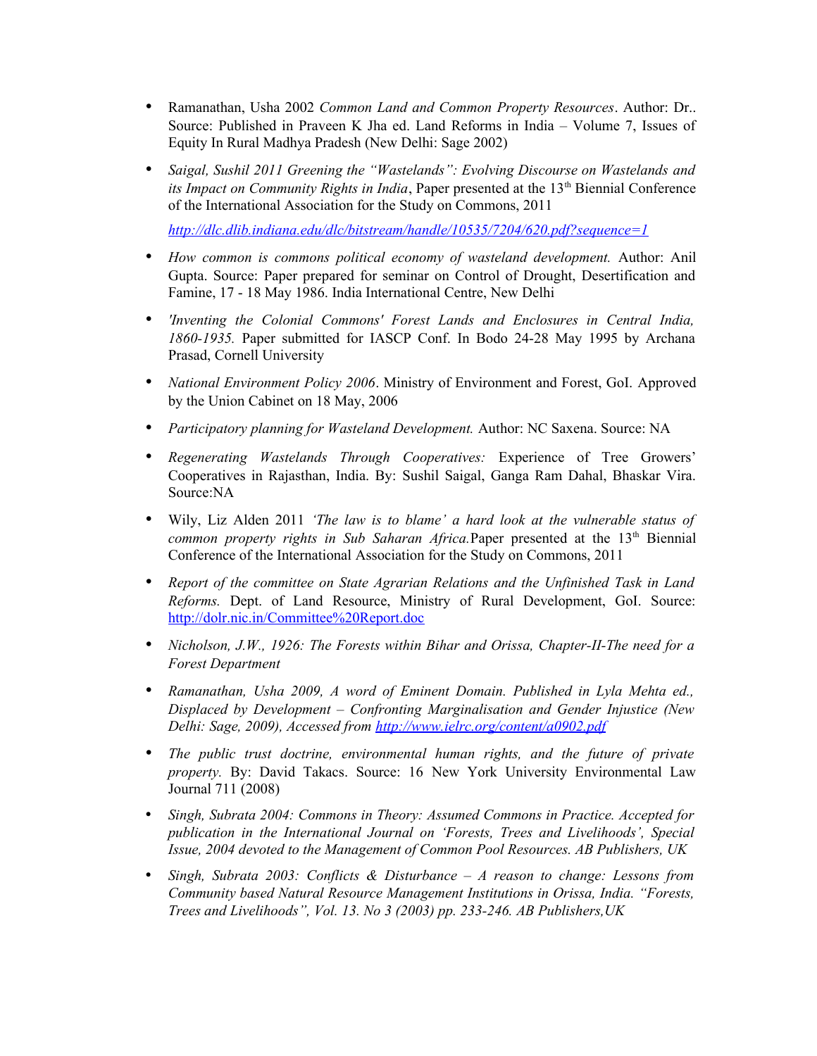- Ramanathan, Usha 2002 *Common Land and Common Property Resources*. Author: Dr.. Source: Published in Praveen K Jha ed. Land Reforms in India – Volume 7, Issues of Equity In Rural Madhya Pradesh (New Delhi: Sage 2002)

- *Saigal, Sushil 2011 Greening the "Wastelands": Evolving Discourse on Wastelands and its Impact on Community Rights in India*, Paper presented at the 13th Biennial Conference of the International Association for the Study on Commons, 2011

  http://dlc.dlib.indiana.edu/dlc/bitstream/handle/10535/7204/620.pdf?sequence=1

- *How common is commons political economy of wasteland development.* Author: Anil Gupta. Source: Paper prepared for seminar on Control of Drought, Desertification and Famine, 17 - 18 May 1986. India International Centre, New Delhi

- *'Inventing the Colonial Commons' Forest Lands and Enclosures in Central India, 1860-1935.* Paper submitted for IASCP Conf. In Bodo 24-28 May 1995 by Archana Prasad, Cornell University

- *National Environment Policy 2006*. Ministry of Environment and Forest, GoI. Approved by the Union Cabinet on 18 May, 2006

- *Participatory planning for Wasteland Development.* Author: NC Saxena. Source: NA

- *Regenerating Wastelands Through Cooperatives:* Experience of Tree Growers' Cooperatives in Rajasthan, India. By: Sushil Saigal, Ganga Ram Dahal, Bhaskar Vira. Source:NA

- Wily, Liz Alden 2011 *'The law is to blame' a hard look at the vulnerable status of common property rights in Sub Saharan Africa.*Paper presented at the 13th Biennial Conference of the International Association for the Study on Commons, 2011

- *Report of the committee on State Agrarian Relations and the Unfinished Task in Land Reforms.* Dept. of Land Resource, Ministry of Rural Development, GoI. Source: http://dolr.nic.in/Committee%20Report.doc

- *Nicholson, J.W., 1926: The Forests within Bihar and Orissa, Chapter-II-The need for a Forest Department*

- *Ramanathan, Usha 2009, A word of Eminent Domain. Published in Lyla Mehta ed., Displaced by Development – Confronting Marginalisation and Gender Injustice (New Delhi: Sage, 2009), Accessed from* http://www.ielrc.org/content/a0902.pdf

- *The public trust doctrine, environmental human rights, and the future of private property.* By: David Takacs. Source: 16 New York University Environmental Law Journal 711 (2008)

- *Singh, Subrata 2004: Commons in Theory: Assumed Commons in Practice. Accepted for publication in the International Journal on 'Forests, Trees and Livelihoods', Special Issue, 2004 devoted to the Management of Common Pool Resources. AB Publishers, UK*

- *Singh, Subrata 2003: Conflicts & Disturbance – A reason to change: Lessons from Community based Natural Resource Management Institutions in Orissa, India. "Forests, Trees and Livelihoods", Vol. 13. No 3 (2003) pp. 233-246. AB Publishers,UK*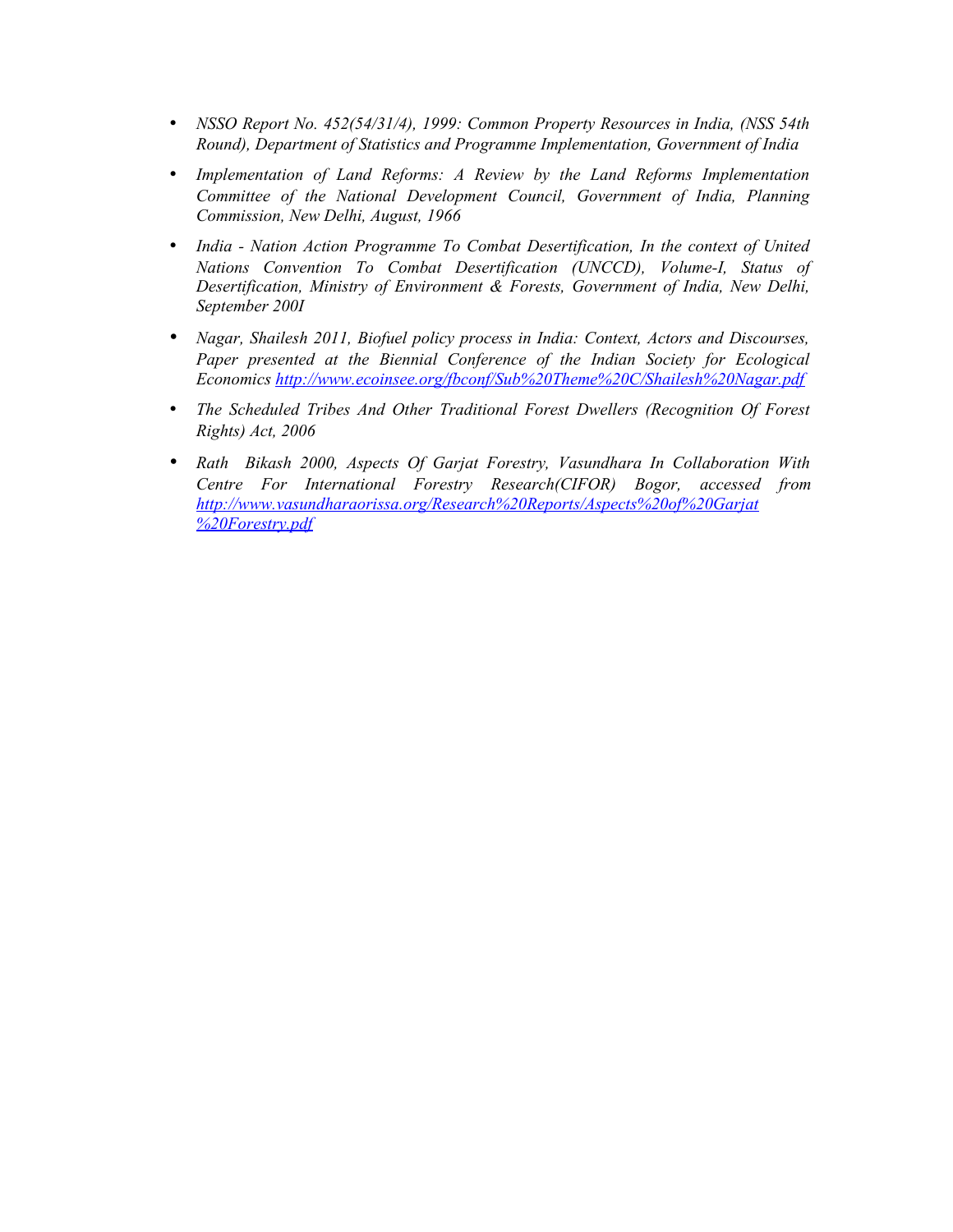- *NSSO Report No. 452(54/31/4), 1999: Common Property Resources in India, (NSS 54th Round), Department of Statistics and Programme Implementation, Government of India*

- *Implementation of Land Reforms: A Review by the Land Reforms Implementation Committee of the National Development Council, Government of India, Planning Commission, New Delhi, August, 1966*

- *India - Nation Action Programme To Combat Desertification, In the context of United Nations Convention To Combat Desertification (UNCCD), Volume-I, Status of Desertification, Ministry of Environment & Forests, Government of India, New Delhi, September 200I*

- *Nagar, Shailesh 2011, Biofuel policy process in India: Context, Actors and Discourses, Paper presented at the Biennial Conference of the Indian Society for Ecological Economics [http://www.ecoinsee.org/fbconf/Sub%20Theme%20C/Shailesh%20Nagar.pdf](http://www.ecoinsee.org/fbconf/Sub%20Theme%20C/Shailesh%20Nagar.pdf)*

- *The Scheduled Tribes And Other Traditional Forest Dwellers (Recognition Of Forest Rights) Act, 2006*

- *Rath Bikash 2000, Aspects Of Garjat Forestry, Vasundhara In Collaboration With Centre For International Forestry Research(CIFOR) Bogor, accessed from [http://www.vasundharaorissa.org/Research%20Reports/Aspects%20of%20Garjat%20Forestry.pdf](http://www.vasundharaorissa.org/Research%20Reports/Aspects%20of%20Garjat%20Forestry.pdf)*